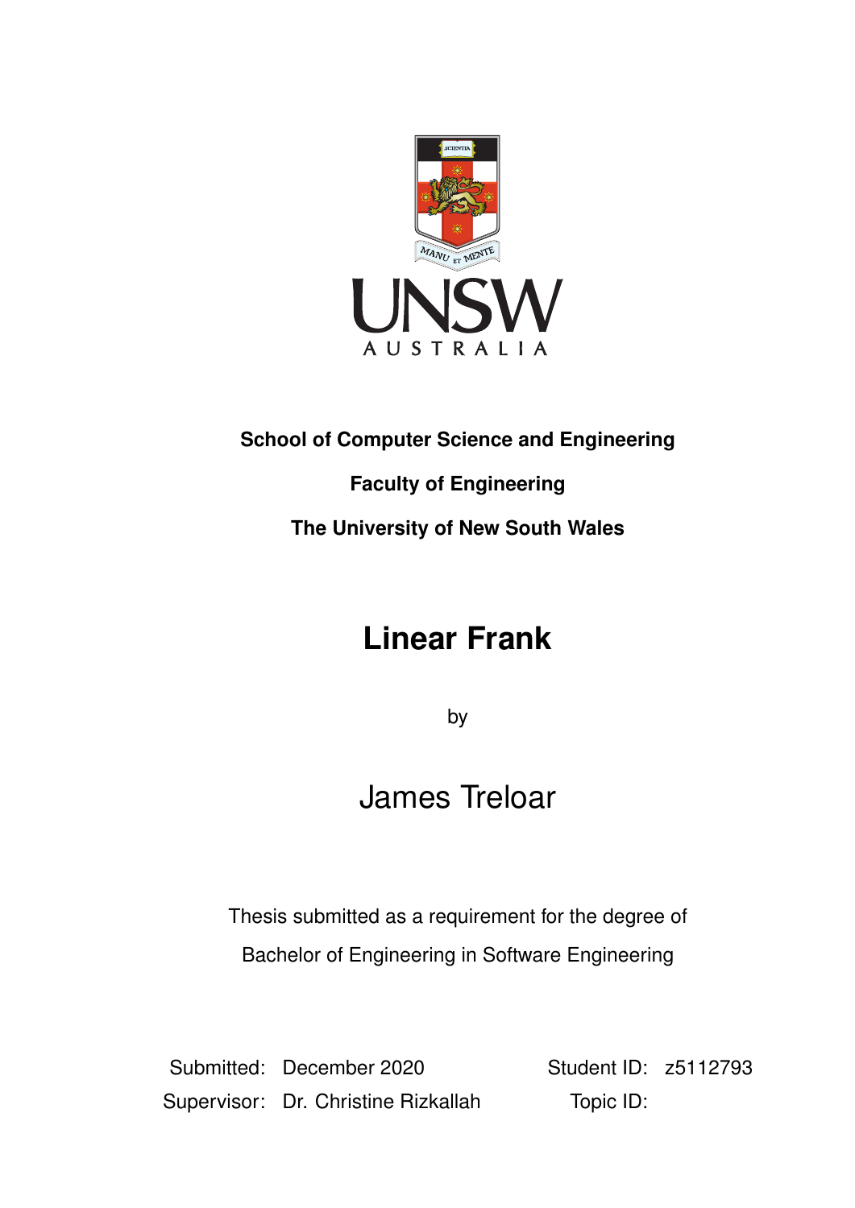UNSW

AUSTRALIA

**School of Computer Science and Engineering**

**Faculty of Engineering**

**The University of New South Wales**

# Linear Frank

by

James Treloar

Thesis submitted as a requirement for the degree of

Bachelor of Engineering in Software Engineering

| | | | |
|---|---|---|---|
| Submitted: | December 2020 | Student ID: | z5112793 |
| Supervisor: | Dr. Christine Rizkallah | Topic ID: | |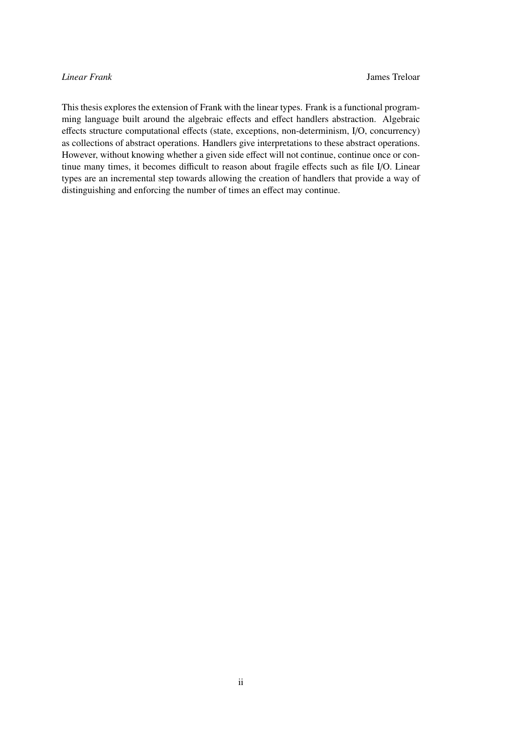This thesis explores the extension of Frank with the linear types. Frank is a functional programming language built around the algebraic effects and effect handlers abstraction. Algebraic effects structure computational effects (state, exceptions, non-determinism, I/O, concurrency) as collections of abstract operations. Handlers give interpretations to these abstract operations. However, without knowing whether a given side effect will not continue, continue once or continue many times, it becomes difficult to reason about fragile effects such as file I/O. Linear types are an incremental step towards allowing the creation of handlers that provide a way of distinguishing and enforcing the number of times an effect may continue.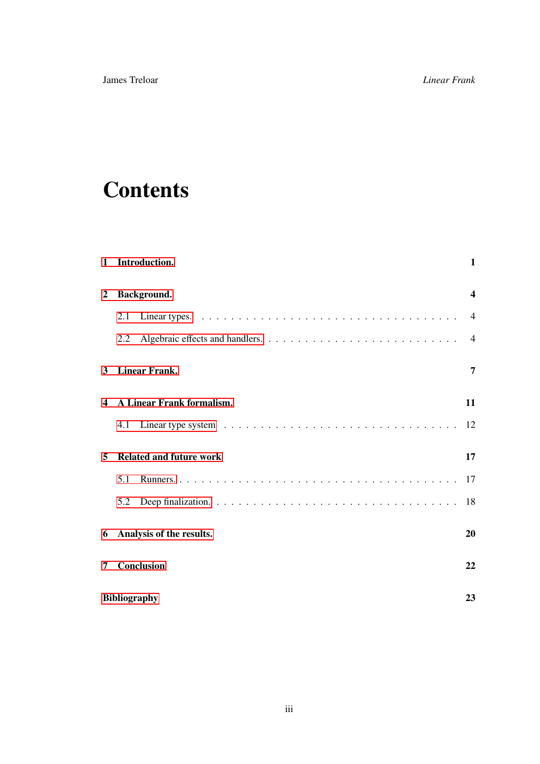# Contents

| | |
|---|---|
| **1 Introduction.** | **1** |
| **2 Background.** | **4** |
| 2.1 Linear types. | 4 |
| 2.2 Algebraic effects and handlers. | 4 |
| **3 Linear Frank.** | **7** |
| **4 A Linear Frank formalism.** | **11** |
| 4.1 Linear type system | 12 |
| **5 Related and future work** | **17** |
| 5.1 Runners. | 17 |
| 5.2 Deep finalization. | 18 |
| **6 Analysis of the results.** | **20** |
| **7 Conclusion** | **22** |
| **Bibliography** | **23** |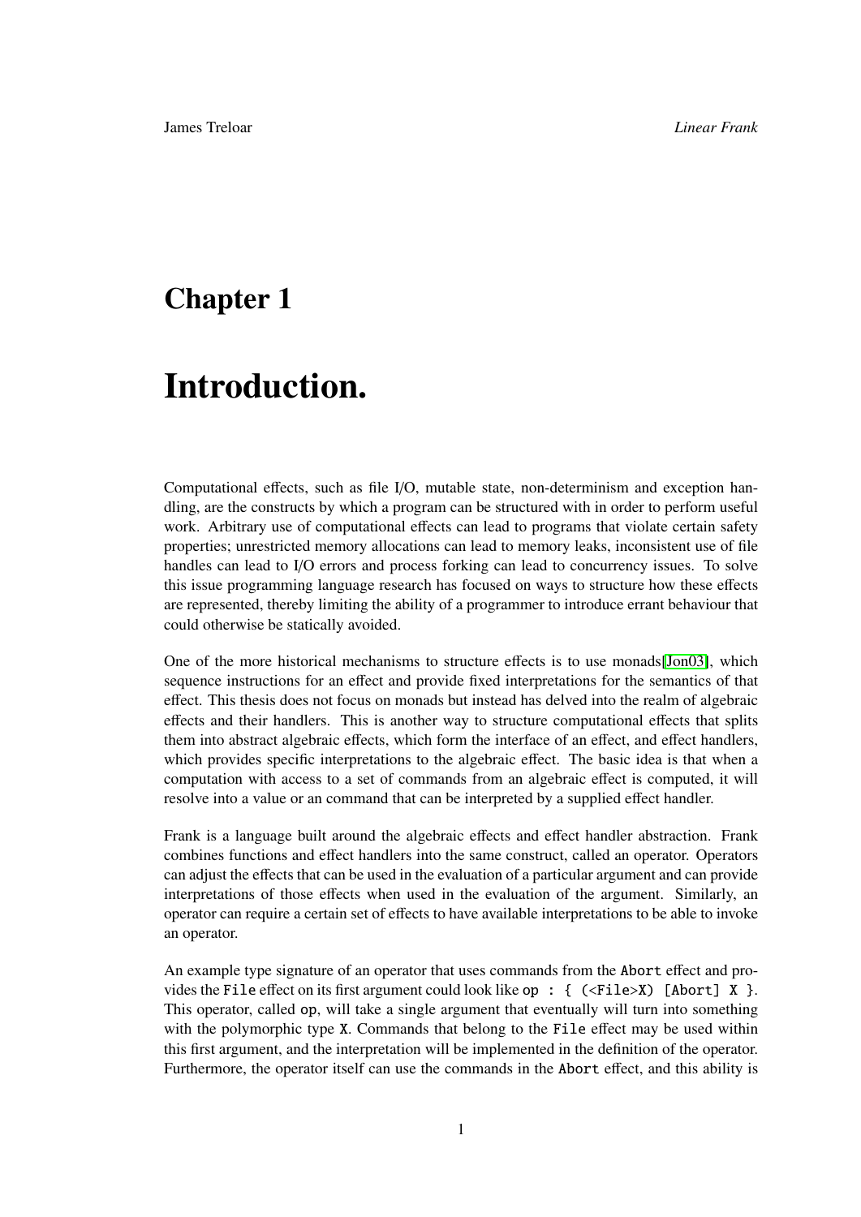# Chapter 1

# Introduction.

Computational effects, such as file I/O, mutable state, non-determinism and exception handling, are the constructs by which a program can be structured with in order to perform useful work. Arbitrary use of computational effects can lead to programs that violate certain safety properties; unrestricted memory allocations can lead to memory leaks, inconsistent use of file handles can lead to I/O errors and process forking can lead to concurrency issues. To solve this issue programming language research has focused on ways to structure how these effects are represented, thereby limiting the ability of a programmer to introduce errant behaviour that could otherwise be statically avoided.

One of the more historical mechanisms to structure effects is to use monads[Jon03], which sequence instructions for an effect and provide fixed interpretations for the semantics of that effect. This thesis does not focus on monads but instead has delved into the realm of algebraic effects and their handlers. This is another way to structure computational effects that splits them into abstract algebraic effects, which form the interface of an effect, and effect handlers, which provides specific interpretations to the algebraic effect. The basic idea is that when a computation with access to a set of commands from an algebraic effect is computed, it will resolve into a value or an command that can be interpreted by a supplied effect handler.

Frank is a language built around the algebraic effects and effect handler abstraction. Frank combines functions and effect handlers into the same construct, called an operator. Operators can adjust the effects that can be used in the evaluation of a particular argument and can provide interpretations of those effects when used in the evaluation of the argument. Similarly, an operator can require a certain set of effects to have available interpretations to be able to invoke an operator.

An example type signature of an operator that uses commands from the `Abort` effect and provides the `File` effect on its first argument could look like `op : { (<File>X) [Abort] X }`. This operator, called `op`, will take a single argument that eventually will turn into something with the polymorphic type `X`. Commands that belong to the `File` effect may be used within this first argument, and the interpretation will be implemented in the definition of the operator. Furthermore, the operator itself can use the commands in the `Abort` effect, and this ability is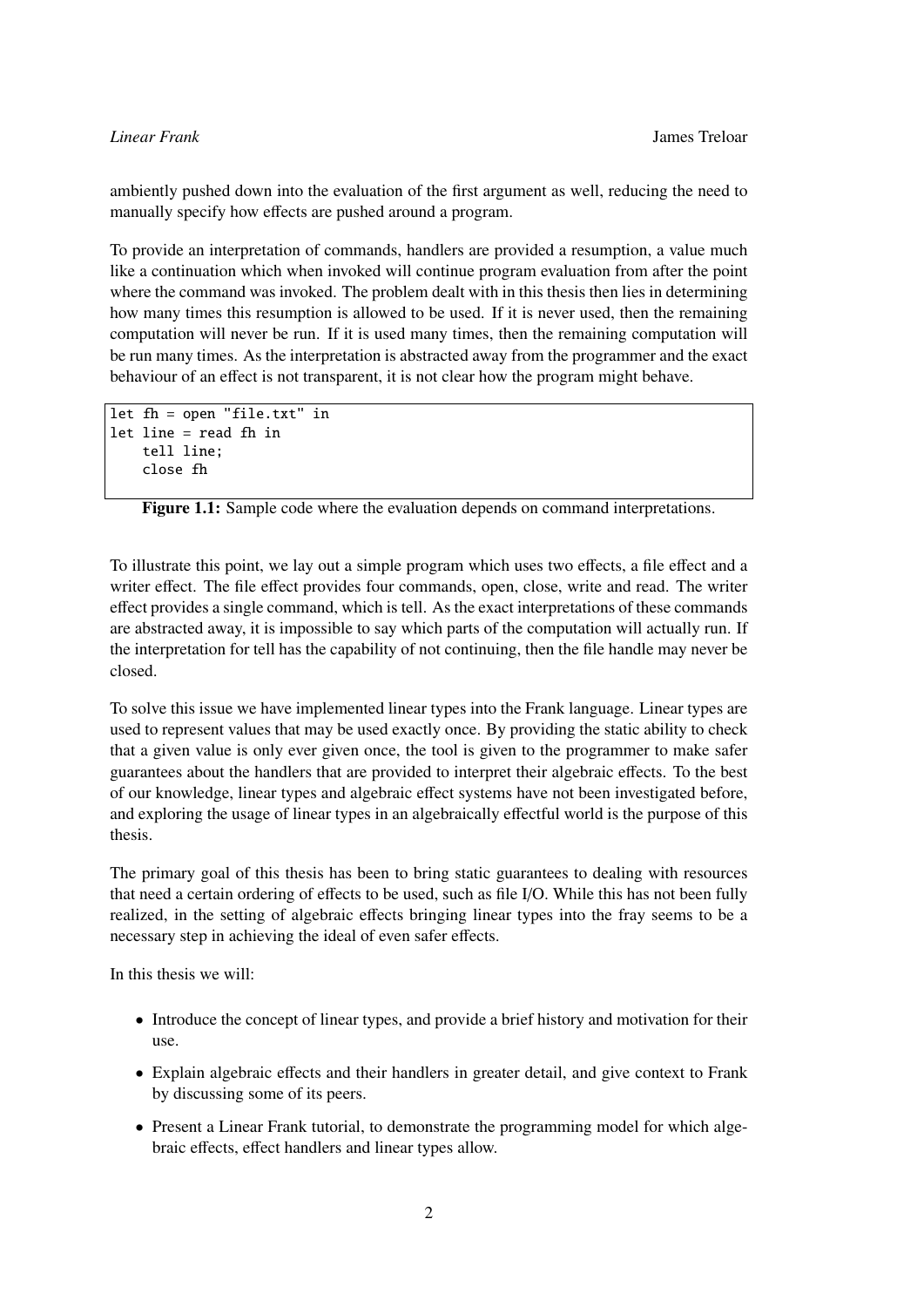ambiently pushed down into the evaluation of the first argument as well, reducing the need to manually specify how effects are pushed around a program.

To provide an interpretation of commands, handlers are provided a resumption, a value much like a continuation which when invoked will continue program evaluation from after the point where the command was invoked. The problem dealt with in this thesis then lies in determining how many times this resumption is allowed to be used. If it is never used, then the remaining computation will never be run. If it is used many times, then the remaining computation will be run many times. As the interpretation is abstracted away from the programmer and the exact behaviour of an effect is not transparent, it is not clear how the program might behave.

```
let fh = open "file.txt" in
let line = read fh in
    tell line;
    close fh
```

**Figure 1.1:** Sample code where the evaluation depends on command interpretations.

To illustrate this point, we lay out a simple program which uses two effects, a file effect and a writer effect. The file effect provides four commands, open, close, write and read. The writer effect provides a single command, which is tell. As the exact interpretations of these commands are abstracted away, it is impossible to say which parts of the computation will actually run. If the interpretation for tell has the capability of not continuing, then the file handle may never be closed.

To solve this issue we have implemented linear types into the Frank language. Linear types are used to represent values that may be used exactly once. By providing the static ability to check that a given value is only ever given once, the tool is given to the programmer to make safer guarantees about the handlers that are provided to interpret their algebraic effects. To the best of our knowledge, linear types and algebraic effect systems have not been investigated before, and exploring the usage of linear types in an algebraically effectful world is the purpose of this thesis.

The primary goal of this thesis has been to bring static guarantees to dealing with resources that need a certain ordering of effects to be used, such as file I/O. While this has not been fully realized, in the setting of algebraic effects bringing linear types into the fray seems to be a necessary step in achieving the ideal of even safer effects.

In this thesis we will:

- Introduce the concept of linear types, and provide a brief history and motivation for their use.
- Explain algebraic effects and their handlers in greater detail, and give context to Frank by discussing some of its peers.
- Present a Linear Frank tutorial, to demonstrate the programming model for which algebraic effects, effect handlers and linear types allow.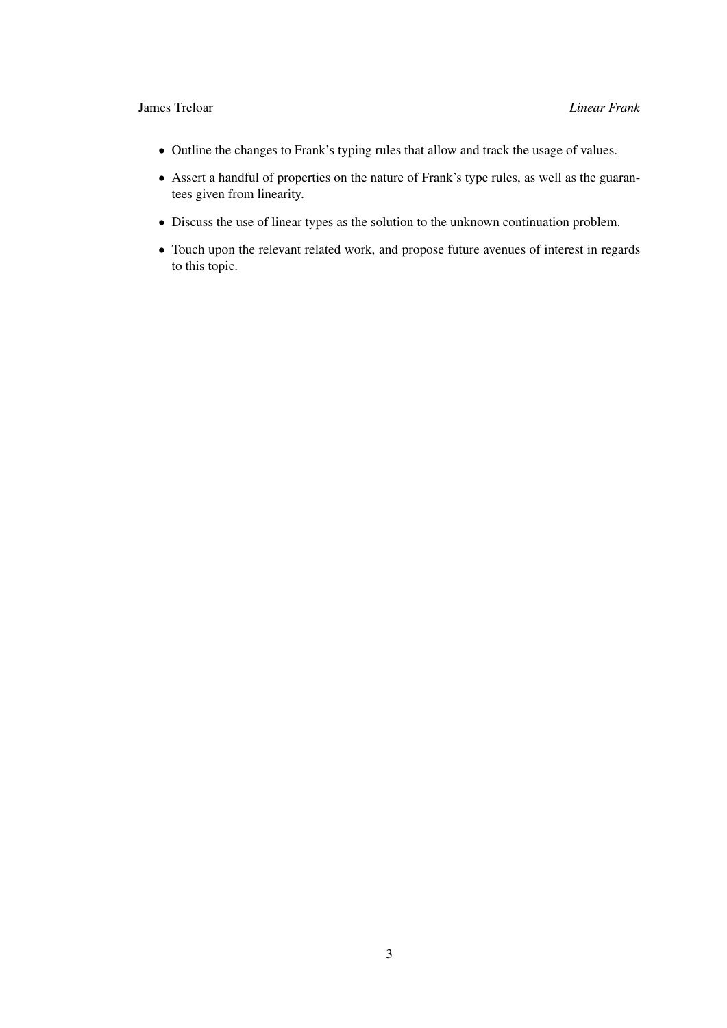- Outline the changes to Frank's typing rules that allow and track the usage of values.
- Assert a handful of properties on the nature of Frank's type rules, as well as the guarantees given from linearity.
- Discuss the use of linear types as the solution to the unknown continuation problem.
- Touch upon the relevant related work, and propose future avenues of interest in regards to this topic.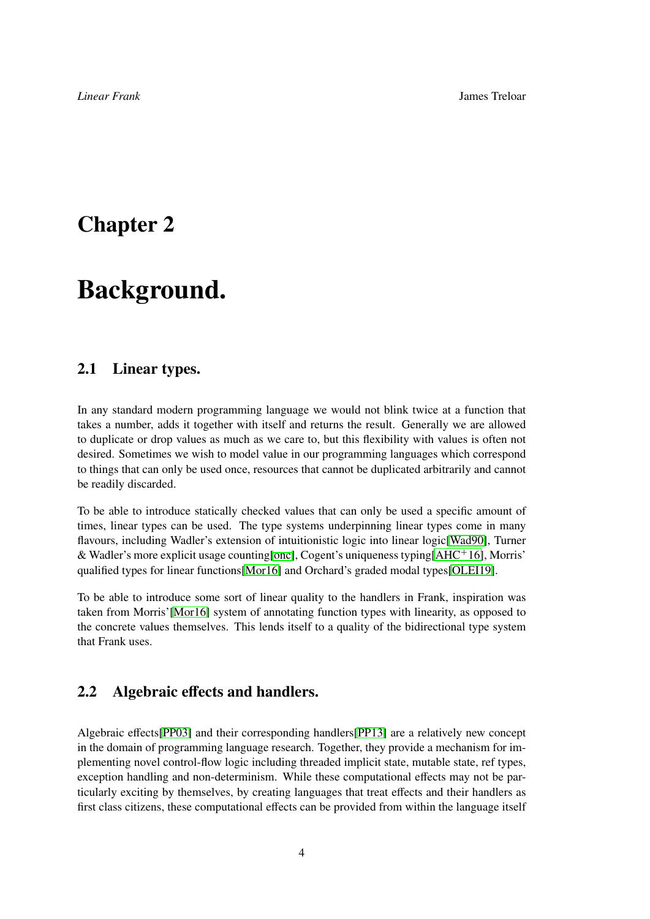# Chapter 2

# Background.

## 2.1 Linear types.

In any standard modern programming language we would not blink twice at a function that takes a number, adds it together with itself and returns the result. Generally we are allowed to duplicate or drop values as much as we care to, but this flexibility with values is often not desired. Sometimes we wish to model value in our programming languages which correspond to things that can only be used once, resources that cannot be duplicated arbitrarily and cannot be readily discarded.

To be able to introduce statically checked values that can only be used a specific amount of times, linear types can be used. The type systems underpinning linear types come in many flavours, including Wadler's extension of intuitionistic logic into linear logic[Wad90], Turner & Wadler's more explicit usage counting[onc], Cogent's uniqueness typing[AHC+16], Morris' qualified types for linear functions[Mor16] and Orchard's graded modal types[OLEI19].

To be able to introduce some sort of linear quality to the handlers in Frank, inspiration was taken from Morris'[Mor16] system of annotating function types with linearity, as opposed to the concrete values themselves. This lends itself to a quality of the bidirectional type system that Frank uses.

## 2.2 Algebraic effects and handlers.

Algebraic effects[PP03] and their corresponding handlers[PP13] are a relatively new concept in the domain of programming language research. Together, they provide a mechanism for implementing novel control-flow logic including threaded implicit state, mutable state, ref types, exception handling and non-determinism. While these computational effects may not be particularly exciting by themselves, by creating languages that treat effects and their handlers as first class citizens, these computational effects can be provided from within the language itself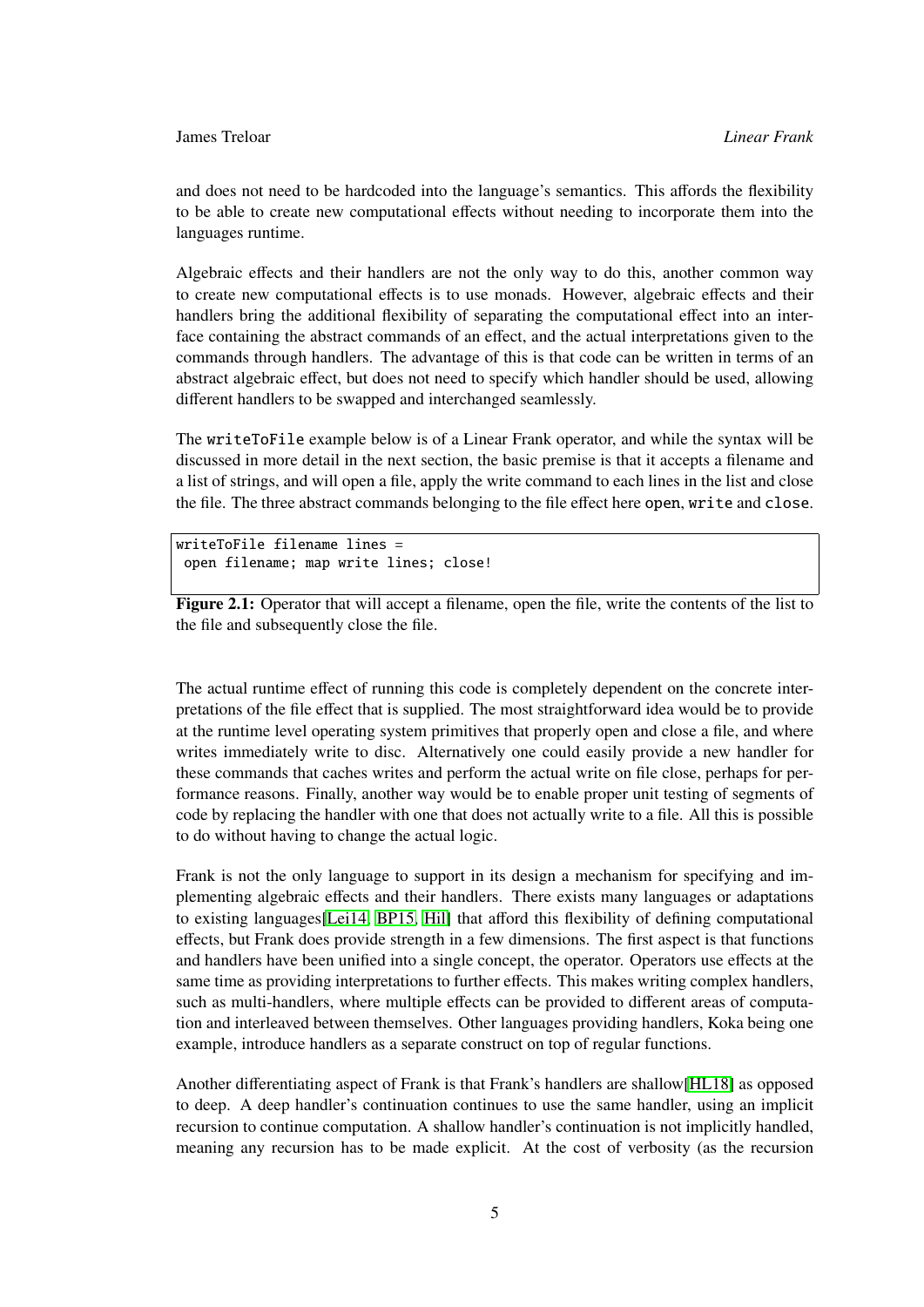and does not need to be hardcoded into the language's semantics. This affords the flexibility to be able to create new computational effects without needing to incorporate them into the languages runtime.

Algebraic effects and their handlers are not the only way to do this, another common way to create new computational effects is to use monads. However, algebraic effects and their handlers bring the additional flexibility of separating the computational effect into an interface containing the abstract commands of an effect, and the actual interpretations given to the commands through handlers. The advantage of this is that code can be written in terms of an abstract algebraic effect, but does not need to specify which handler should be used, allowing different handlers to be swapped and interchanged seamlessly.

The `writeToFile` example below is of a Linear Frank operator, and while the syntax will be discussed in more detail in the next section, the basic premise is that it accepts a filename and a list of strings, and will open a file, apply the write command to each lines in the list and close the file. The three abstract commands belonging to the file effect here `open`, `write` and `close`.

```
writeToFile filename lines =
 open filename; map write lines; close!
```

**Figure 2.1:** Operator that will accept a filename, open the file, write the contents of the list to the file and subsequently close the file.

The actual runtime effect of running this code is completely dependent on the concrete interpretations of the file effect that is supplied. The most straightforward idea would be to provide at the runtime level operating system primitives that properly open and close a file, and where writes immediately write to disc. Alternatively one could easily provide a new handler for these commands that caches writes and perform the actual write on file close, perhaps for performance reasons. Finally, another way would be to enable proper unit testing of segments of code by replacing the handler with one that does not actually write to a file. All this is possible to do without having to change the actual logic.

Frank is not the only language to support in its design a mechanism for specifying and implementing algebraic effects and their handlers. There exists many languages or adaptations to existing languages[Lei14, BP15, Hil] that afford this flexibility of defining computational effects, but Frank does provide strength in a few dimensions. The first aspect is that functions and handlers have been unified into a single concept, the operator. Operators use effects at the same time as providing interpretations to further effects. This makes writing complex handlers, such as multi-handlers, where multiple effects can be provided to different areas of computation and interleaved between themselves. Other languages providing handlers, Koka being one example, introduce handlers as a separate construct on top of regular functions.

Another differentiating aspect of Frank is that Frank's handlers are shallow[HL18] as opposed to deep. A deep handler's continuation continues to use the same handler, using an implicit recursion to continue computation. A shallow handler's continuation is not implicitly handled, meaning any recursion has to be made explicit. At the cost of verbosity (as the recursion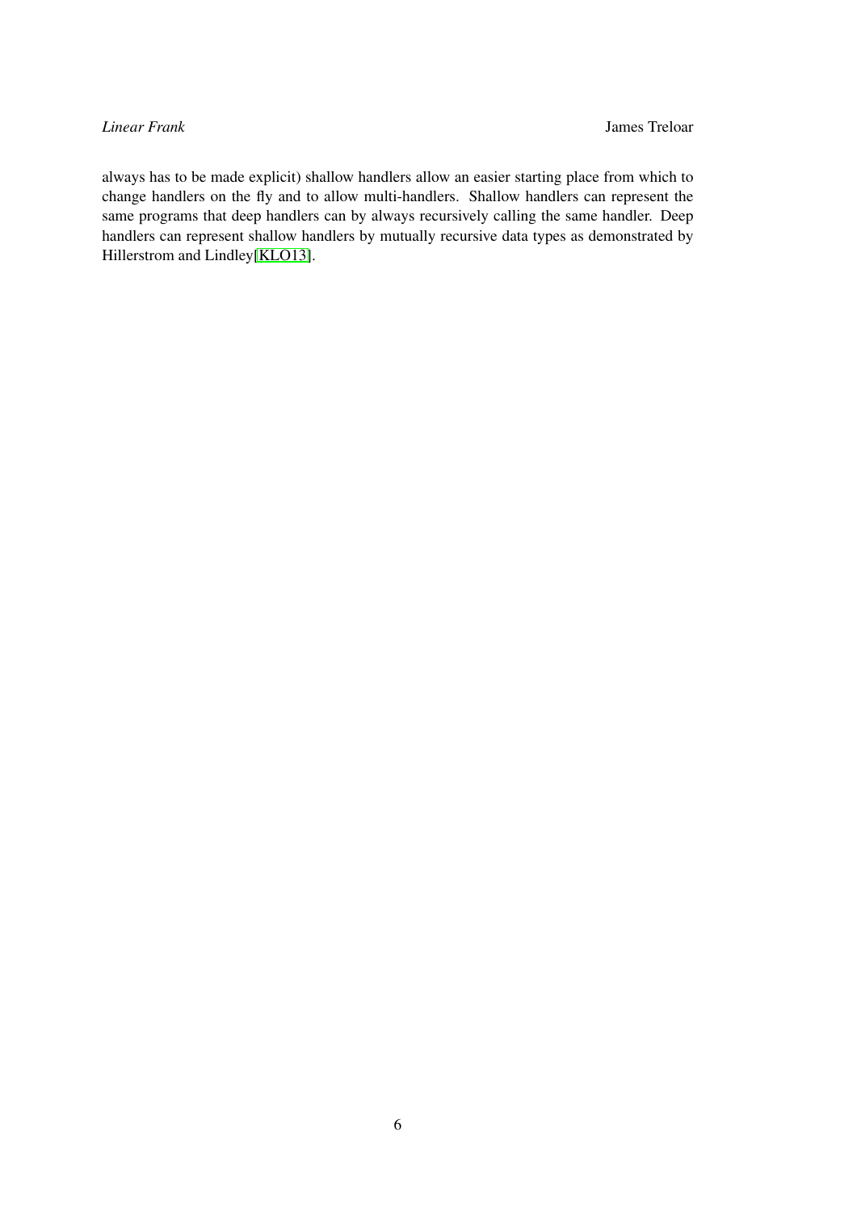always has to be made explicit) shallow handlers allow an easier starting place from which to change handlers on the fly and to allow multi-handlers. Shallow handlers can represent the same programs that deep handlers can by always recursively calling the same handler. Deep handlers can represent shallow handlers by mutually recursive data types as demonstrated by Hillerstrom and Lindley[KLO13].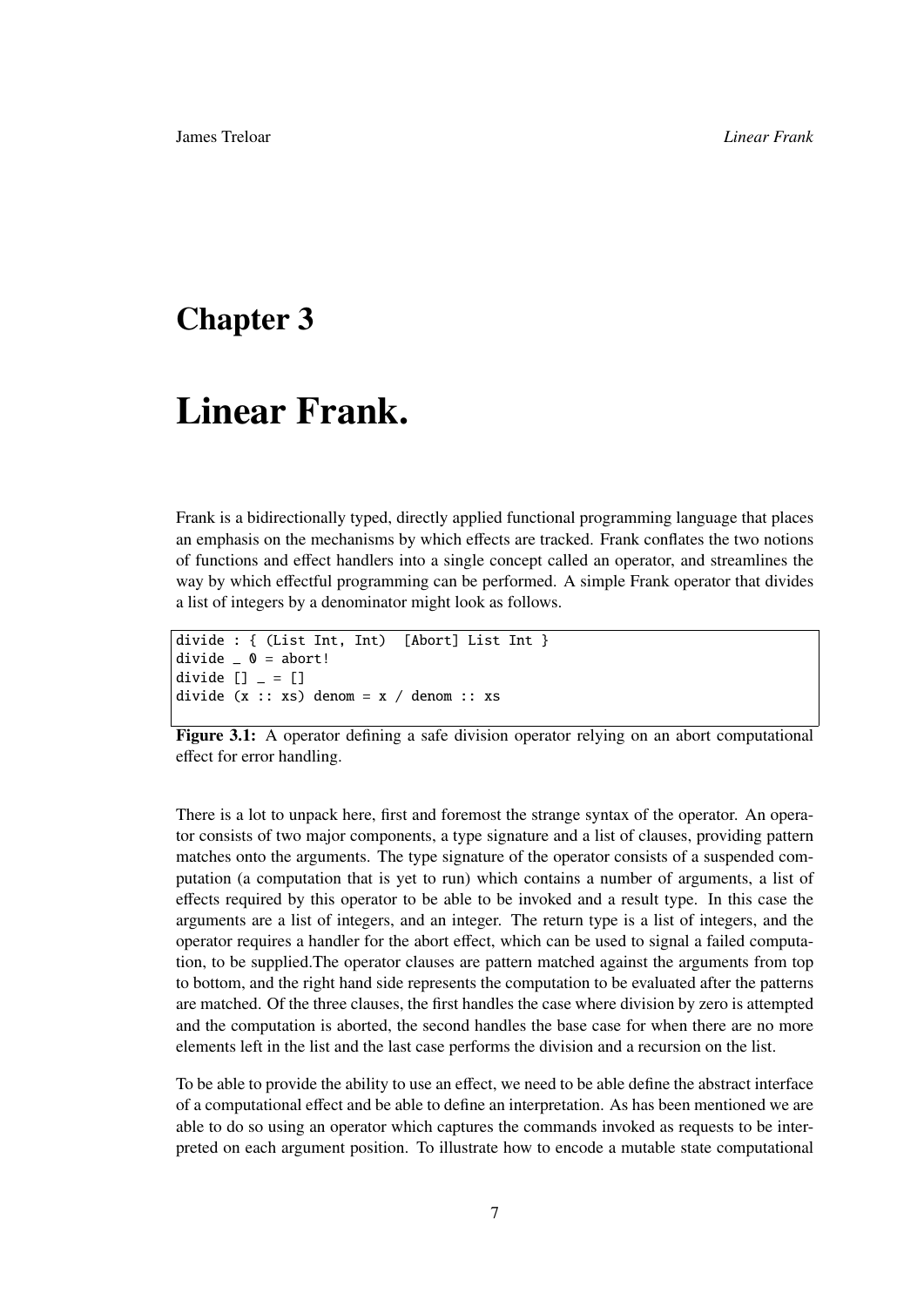# Chapter 3

# Linear Frank.

Frank is a bidirectionally typed, directly applied functional programming language that places an emphasis on the mechanisms by which effects are tracked. Frank conflates the two notions of functions and effect handlers into a single concept called an operator, and streamlines the way by which effectful programming can be performed. A simple Frank operator that divides a list of integers by a denominator might look as follows.

```
divide : { (List Int, Int)  [Abort] List Int }
divide _ 0 = abort!
divide [] _ = []
divide (x :: xs) denom = x / denom :: xs
```

**Figure 3.1:** A operator defining a safe division operator relying on an abort computational effect for error handling.

There is a lot to unpack here, first and foremost the strange syntax of the operator. An operator consists of two major components, a type signature and a list of clauses, providing pattern matches onto the arguments. The type signature of the operator consists of a suspended computation (a computation that is yet to run) which contains a number of arguments, a list of effects required by this operator to be able to be invoked and a result type. In this case the arguments are a list of integers, and an integer. The return type is a list of integers, and the operator requires a handler for the abort effect, which can be used to signal a failed computation, to be supplied.The operator clauses are pattern matched against the arguments from top to bottom, and the right hand side represents the computation to be evaluated after the patterns are matched. Of the three clauses, the first handles the case where division by zero is attempted and the computation is aborted, the second handles the base case for when there are no more elements left in the list and the last case performs the division and a recursion on the list.

To be able to provide the ability to use an effect, we need to be able define the abstract interface of a computational effect and be able to define an interpretation. As has been mentioned we are able to do so using an operator which captures the commands invoked as requests to be interpreted on each argument position. To illustrate how to encode a mutable state computational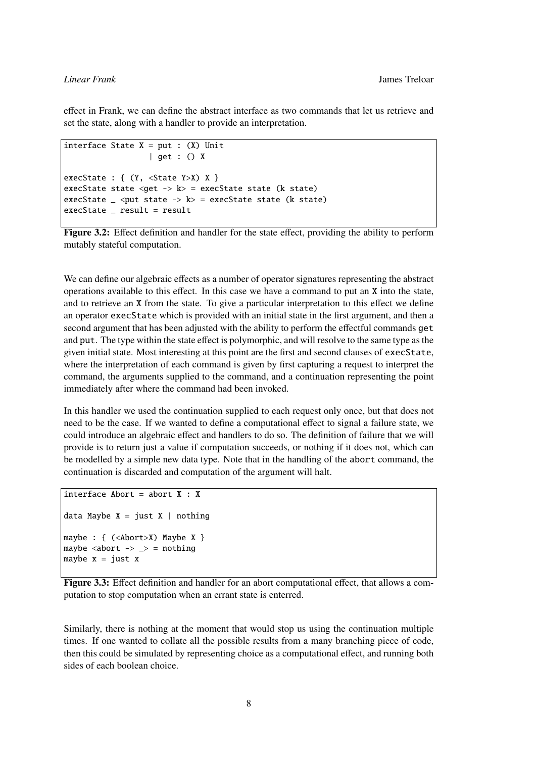effect in Frank, we can define the abstract interface as two commands that let us retrieve and set the state, along with a handler to provide an interpretation.

```
interface State X = put : (X) Unit
                  | get : () X

execState : { (Y, <State Y>X) X }
execState state <get -> k> = execState state (k state)
execState _ <put state -> k> = execState state (k state)
execState _ result = result
```

**Figure 3.2:** Effect definition and handler for the state effect, providing the ability to perform mutably stateful computation.

We can define our algebraic effects as a number of operator signatures representing the abstract operations available to this effect. In this case we have a command to put an `X` into the state, and to retrieve an `X` from the state. To give a particular interpretation to this effect we define an operator `execState` which is provided with an initial state in the first argument, and then a second argument that has been adjusted with the ability to perform the effectful commands `get` and `put`. The type within the state effect is polymorphic, and will resolve to the same type as the given initial state. Most interesting at this point are the first and second clauses of `execState`, where the interpretation of each command is given by first capturing a request to interpret the command, the arguments supplied to the command, and a continuation representing the point immediately after where the command had been invoked.

In this handler we used the continuation supplied to each request only once, but that does not need to be the case. If we wanted to define a computational effect to signal a failure state, we could introduce an algebraic effect and handlers to do so. The definition of failure that we will provide is to return just a value if computation succeeds, or nothing if it does not, which can be modelled by a simple new data type. Note that in the handling of the `abort` command, the continuation is discarded and computation of the argument will halt.

```
interface Abort = abort X : X

data Maybe X = just X | nothing

maybe : { (<Abort>X) Maybe X }
maybe <abort -> _> = nothing
maybe x = just x
```

**Figure 3.3:** Effect definition and handler for an abort computational effect, that allows a computation to stop computation when an errant state is enterred.

Similarly, there is nothing at the moment that would stop us using the continuation multiple times. If one wanted to collate all the possible results from a many branching piece of code, then this could be simulated by representing choice as a computational effect, and running both sides of each boolean choice.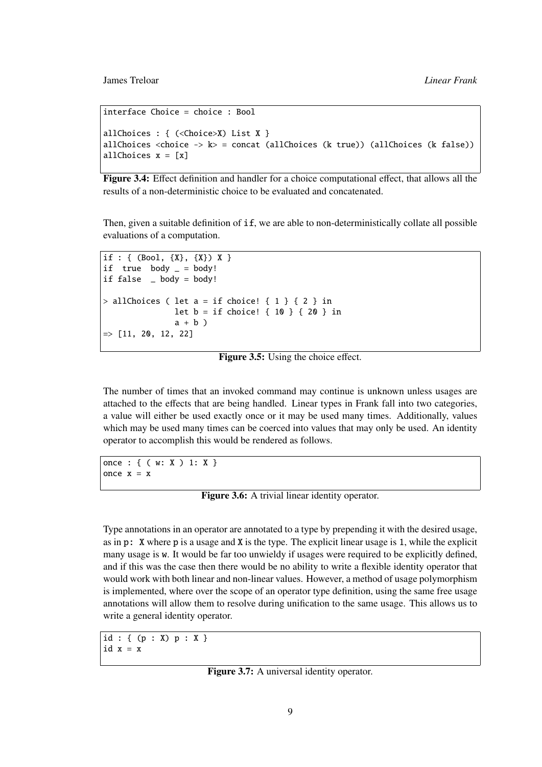```
interface Choice = choice : Bool

allChoices : { (<Choice>X) List X }
allChoices <choice -> k> = concat (allChoices (k true)) (allChoices (k false))
allChoices x = [x]
```

**Figure 3.4:** Effect definition and handler for a choice computational effect, that allows all the results of a non-deterministic choice to be evaluated and concatenated.

Then, given a suitable definition of `if`, we are able to non-deterministically collate all possible evaluations of a computation.

```
if : { (Bool, {X}, {X}) X }
if  true  body _ = body!
if false  _ body = body!

> allChoices ( let a = if choice! { 1 } { 2 } in
               let b = if choice! { 10 } { 20 } in
               a + b )
=> [11, 20, 12, 22]
```

**Figure 3.5:** Using the choice effect.

The number of times that an invoked command may continue is unknown unless usages are attached to the effects that are being handled. Linear types in Frank fall into two categories, a value will either be used exactly once or it may be used many times. Additionally, values which may be used many times can be coerced into values that may only be used. An identity operator to accomplish this would be rendered as follows.

```
once : { ( w: X ) 1: X }
once x = x
```

**Figure 3.6:** A trivial linear identity operator.

Type annotations in an operator are annotated to a type by prepending it with the desired usage, as in `p: X` where `p` is a usage and `X` is the type. The explicit linear usage is `1`, while the explicit many usage is `w`. It would be far too unwieldy if usages were required to be explicitly defined, and if this was the case then there would be no ability to write a flexible identity operator that would work with both linear and non-linear values. However, a method of usage polymorphism is implemented, where over the scope of an operator type definition, using the same free usage annotations will allow them to resolve during unification to the same usage. This allows us to write a general identity operator.

```
id : { (p : X) p : X }
id x = x
```

**Figure 3.7:** A universal identity operator.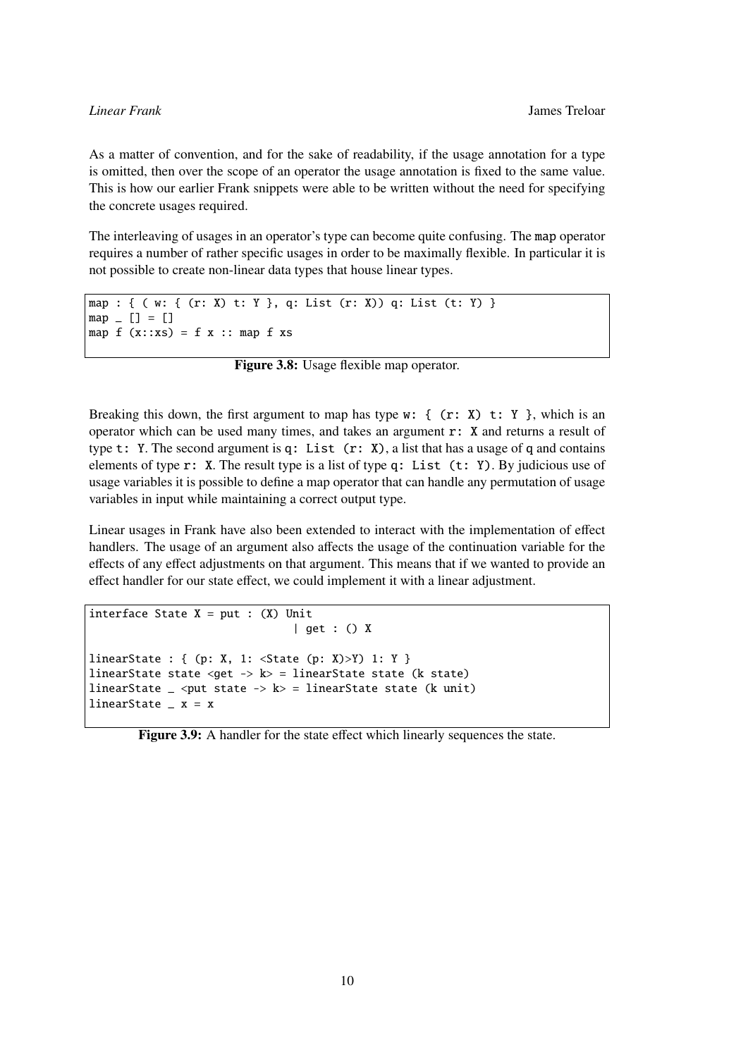As a matter of convention, and for the sake of readability, if the usage annotation for a type is omitted, then over the scope of an operator the usage annotation is fixed to the same value. This is how our earlier Frank snippets were able to be written without the need for specifying the concrete usages required.

The interleaving of usages in an operator's type can become quite confusing. The `map` operator requires a number of rather specific usages in order to be maximally flexible. In particular it is not possible to create non-linear data types that house linear types.

```
map : { ( w: { (r: X) t: Y }, q: List (r: X)) q: List (t: Y) }
map _ [] = []
map f (x::xs) = f x :: map f xs
```

**Figure 3.8:** Usage flexible map operator.

Breaking this down, the first argument to map has type `w: { (r: X) t: Y }`, which is an operator which can be used many times, and takes an argument `r: X` and returns a result of type `t: Y`. The second argument is `q: List (r: X)`, a list that has a usage of `q` and contains elements of type `r: X`. The result type is a list of type `q: List (t: Y)`. By judicious use of usage variables it is possible to define a map operator that can handle any permutation of usage variables in input while maintaining a correct output type.

Linear usages in Frank have also been extended to interact with the implementation of effect handlers. The usage of an argument also affects the usage of the continuation variable for the effects of any effect adjustments on that argument. This means that if we wanted to provide an effect handler for our state effect, we could implement it with a linear adjustment.

```
interface State X = put : (X) Unit
                  | get : () X

linearState : { (p: X, 1: <State (p: X)>Y) 1: Y }
linearState state <get -> k> = linearState state (k state)
linearState _ <put state -> k> = linearState state (k unit)
linearState _ x = x
```

**Figure 3.9:** A handler for the state effect which linearly sequences the state.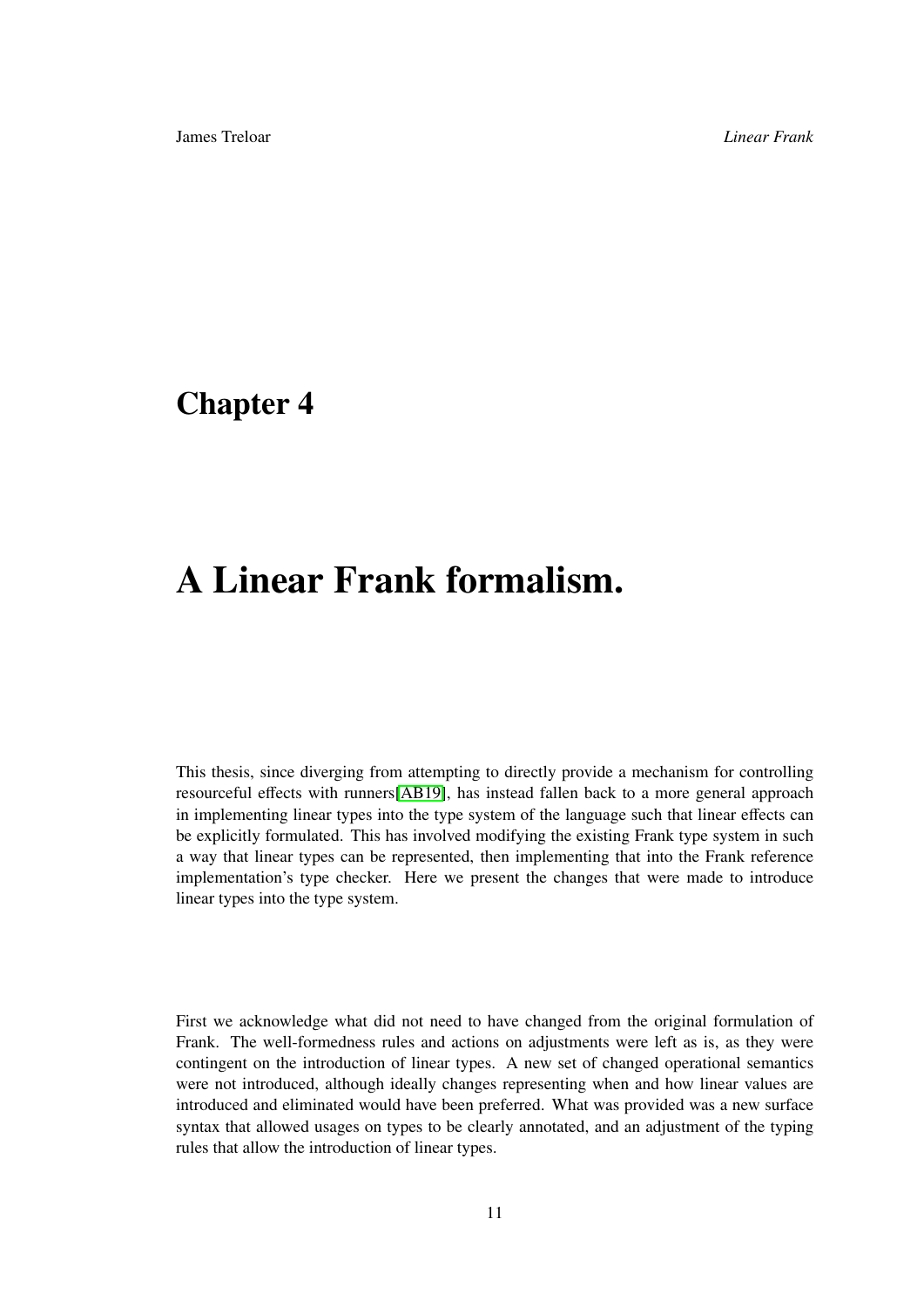# Chapter 4

# A Linear Frank formalism.

This thesis, since diverging from attempting to directly provide a mechanism for controlling resourceful effects with runners[AB19], has instead fallen back to a more general approach in implementing linear types into the type system of the language such that linear effects can be explicitly formulated. This has involved modifying the existing Frank type system in such a way that linear types can be represented, then implementing that into the Frank reference implementation's type checker. Here we present the changes that were made to introduce linear types into the type system.

First we acknowledge what did not need to have changed from the original formulation of Frank. The well-formedness rules and actions on adjustments were left as is, as they were contingent on the introduction of linear types. A new set of changed operational semantics were not introduced, although ideally changes representing when and how linear values are introduced and eliminated would have been preferred. What was provided was a new surface syntax that allowed usages on types to be clearly annotated, and an adjustment of the typing rules that allow the introduction of linear types.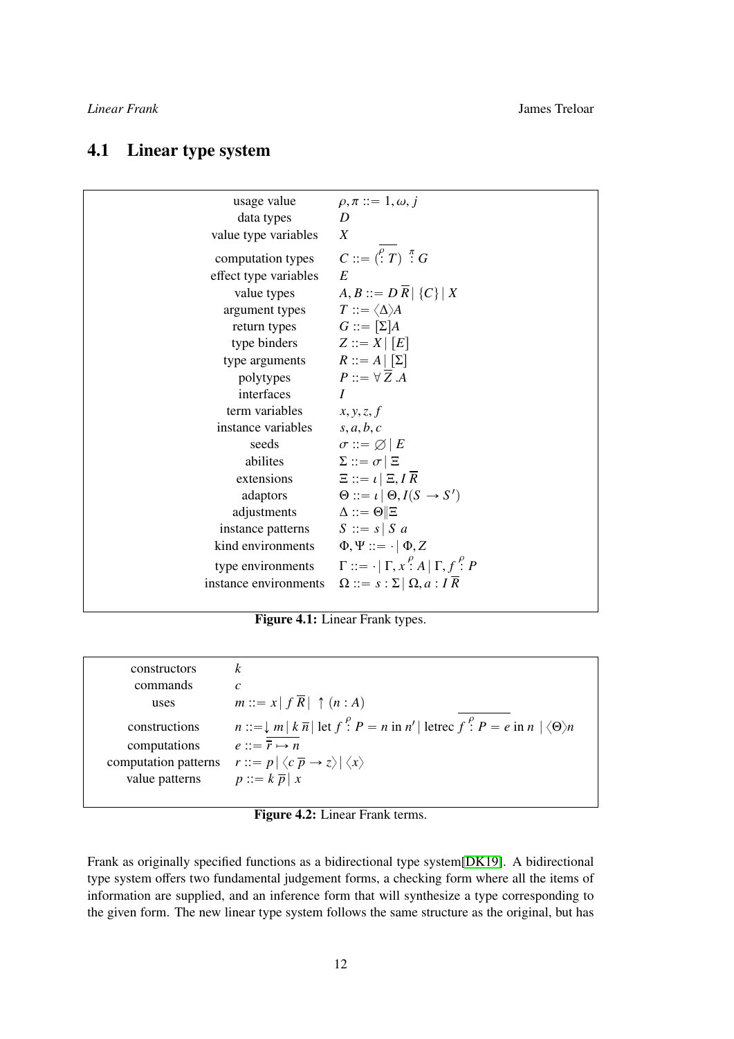## 4.1 Linear type system

| | |
|---|---|
| usage value | $\rho, \pi ::= 1, \omega, j$ |
| data types | $D$ |
| value type variables | $X$ |
| computation types | $C ::= \overline{(\overset{\rho}{:} T)} \overset{\pi}{:} G$ |
| effect type variables | $E$ |
| value types | $A, B ::= D\,\overline{R} \mid \{C\} \mid X$ |
| argument types | $T ::= \langle \Delta \rangle A$ |
| return types | $G ::= [\Sigma] A$ |
| type binders | $Z ::= X \mid [E]$ |
| type arguments | $R ::= A \mid [\Sigma]$ |
| polytypes | $P ::= \forall\, \overline{Z}\,.A$ |
| interfaces | $I$ |
| term variables | $x, y, z, f$ |
| instance variables | $s, a, b, c$ |
| seeds | $\sigma ::= \varnothing \mid E$ |
| abilites | $\Sigma ::= \sigma \mid \Xi$ |
| extensions | $\Xi ::= \iota \mid \Xi, I\,\overline{R}$ |
| adaptors | $\Theta ::= \iota \mid \Theta, I(S \rightarrow S')$ |
| adjustments | $\Delta ::= \Theta \Vert \Xi$ |
| instance patterns | $S ::= s \mid S\ a$ |
| kind environments | $\Phi, \Psi ::= \cdot \mid \Phi, Z$ |
| type environments | $\Gamma ::= \cdot \mid \Gamma, x \overset{\rho}{:} A \mid \Gamma, f \overset{\rho}{:} P$ |
| instance environments | $\Omega ::= s : \Sigma \mid \Omega, a : I\,\overline{R}$ |

**Figure 4.1:** Linear Frank types.

| | |
|---|---|
| constructors | $k$ |
| commands | $c$ |
| uses | $m ::= x \mid f\,\overline{R} \mid\ \uparrow (n : A)$ |
| constructions | $n ::= \downarrow m \mid k\,\overline{n} \mid \text{let } f \overset{\rho}{:} P = n \text{ in } n' \mid \text{letrec } \overline{f \overset{\rho}{:} P = e} \text{ in } n \mid \langle \Theta \rangle n$ |
| computations | $e ::= \overline{\overline{r} \mapsto n}$ |
| computation patterns | $r ::= p \mid \langle c\,\overline{p} \rightarrow z \rangle \mid \langle x \rangle$ |
| value patterns | $p ::= k\,\overline{p} \mid x$ |

**Figure 4.2:** Linear Frank terms.

Frank as originally specified functions as a bidirectional type system[DK19]. A bidirectional type system offers two fundamental judgement forms, a checking form where all the items of information are supplied, and an inference form that will synthesize a type corresponding to the given form. The new linear type system follows the same structure as the original, but has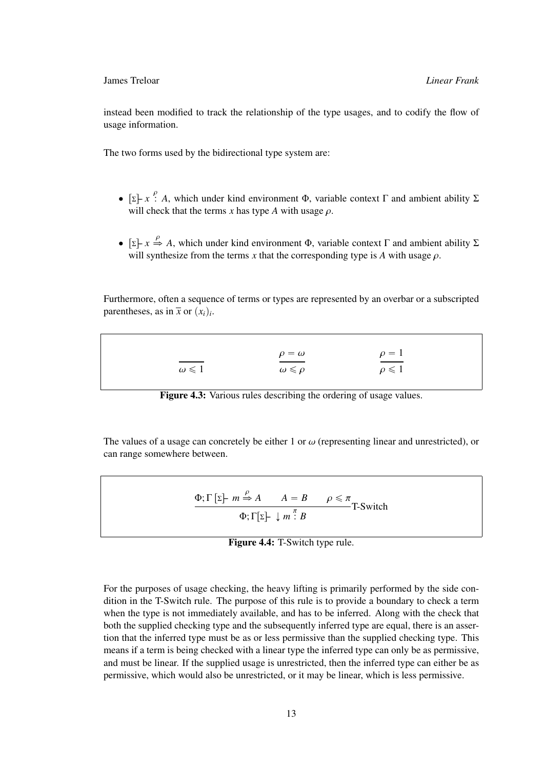instead been modified to track the relationship of the type usages, and to codify the flow of usage information.

The two forms used by the bidirectional type system are:

- $[\Sigma]\!\!- x \overset{\rho}{:} A$, which under kind environment $\Phi$, variable context $\Gamma$ and ambient ability $\Sigma$ will check that the terms $x$ has type $A$ with usage $\rho$.

- $[\Sigma]\!\!- x \overset{\rho}{\Rightarrow} A$, which under kind environment $\Phi$, variable context $\Gamma$ and ambient ability $\Sigma$ will synthesize from the terms $x$ that the corresponding type is $A$ with usage $\rho$.

Furthermore, often a sequence of terms or types are represented by an overbar or a subscripted parentheses, as in $\overline{x}$ or $(x_i)_i$.

$$
\frac{}{\omega \leqslant 1}
\qquad\qquad
\frac{\rho = \omega}{\omega \leqslant \rho}
\qquad\qquad
\frac{\rho = 1}{\rho \leqslant 1}
$$

**Figure 4.3:** Various rules describing the ordering of usage values.

The values of a usage can concretely be either 1 or $\omega$ (representing linear and unrestricted), or can range somewhere between.

$$
\frac{\Phi;\Gamma\,[\Sigma]\!\!-\ m \overset{\rho}{\Rightarrow} A \qquad A = B \qquad \rho \leqslant \pi}{\Phi;\Gamma[\Sigma]\!\!-\ \downarrow m \overset{\pi}{:} B}\text{T-Switch}
$$

**Figure 4.4:** T-Switch type rule.

For the purposes of usage checking, the heavy lifting is primarily performed by the side condition in the T-Switch rule. The purpose of this rule is to provide a boundary to check a term when the type is not immediately available, and has to be inferred. Along with the check that both the supplied checking type and the subsequently inferred type are equal, there is an assertion that the inferred type must be as or less permissive than the supplied checking type. This means if a term is being checked with a linear type the inferred type can only be as permissive, and must be linear. If the supplied usage is unrestricted, then the inferred type can either be as permissive, which would also be unrestricted, or it may be linear, which is less permissive.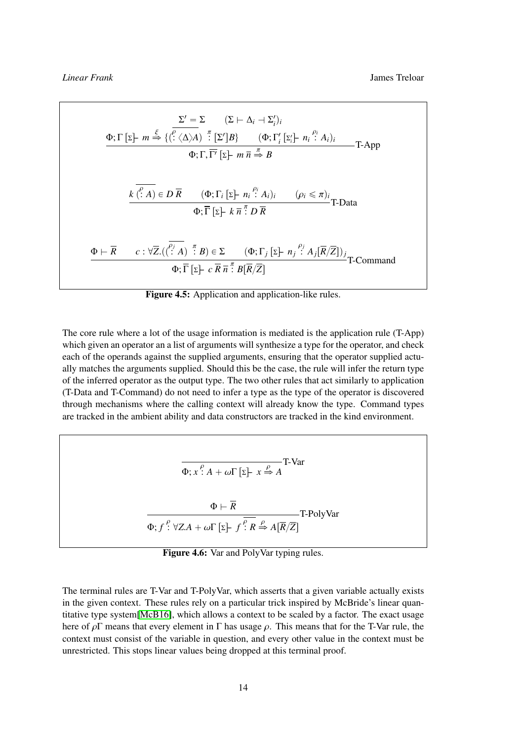$$\frac{\overline{\Sigma' = \Sigma} \qquad (\Sigma \vdash \Delta_i \dashv \Sigma'_i)_i \qquad \Phi; \Gamma \, [\Sigma]\!\!\vdash m \overset{\xi}{\Rightarrow} \{\overline{(\overset{\rho}{:} \langle \Delta \rangle A)} \overset{\pi}{:} [\Sigma'] B\} \qquad (\Phi; \Gamma'_i \, [\Sigma'_i]\!\!\vdash n_i \overset{\rho_i}{:} A_i)_i}{\Phi; \Gamma, \overline{\Gamma'} \, [\Sigma]\!\!\vdash m \, \overline{n} \overset{\pi}{\Rightarrow} B} \text{T-App}$$

$$\frac{k \, \overline{(\overset{\rho}{:} A)} \in D \, \overline{R} \qquad (\Phi; \Gamma_i \, [\Sigma]\!\!\vdash n_i \overset{\rho_i}{:} A_i)_i \qquad (\rho_i \leqslant \pi)_i}{\Phi; \overline{\Gamma} \, [\Sigma]\!\!\vdash k \, \overline{n} \overset{\pi}{:} D \, \overline{R}} \text{T-Data}$$

$$\frac{\Phi \vdash \overline{R} \qquad c : \forall \overline{Z}. (\overline{(\overset{\rho_j}{:} A)} \overset{\pi}{:} B) \in \Sigma \qquad (\Phi; \Gamma_j \, [\Sigma]\!\!\vdash n_j \overset{\rho_j}{:} A_j[\overline{R}/\overline{Z}])_j}{\Phi; \overline{\Gamma} \, [\Sigma]\!\!\vdash c \, \overline{R} \, \overline{n} \overset{\pi}{:} B[\overline{R}/\overline{Z}]} \text{T-Command}$$

**Figure 4.5:** Application and application-like rules.

The core rule where a lot of the usage information is mediated is the application rule (T-App) which given an operator an a list of arguments will synthesize a type for the operator, and check each of the operands against the supplied arguments, ensuring that the operator supplied actually matches the arguments supplied. Should this be the case, the rule will infer the return type of the inferred operator as the output type. The two other rules that act similarly to application (T-Data and T-Command) do not need to infer a type as the type of the operator is discovered through mechanisms where the calling context will already know the type. Command types are tracked in the ambient ability and data constructors are tracked in the kind environment.

$$\frac{}{\Phi; x \overset{\rho}{:} A + \omega\Gamma \, [\Sigma]\!\!\vdash x \overset{\rho}{\Rightarrow} A} \text{T-Var}$$

$$\frac{\Phi \vdash \overline{R}}{\Phi; f \overset{\rho}{:} \forall Z. A + \omega\Gamma \, [\Sigma]\!\!\vdash f \, \overline{\overset{\rho}{:} R} \overset{\rho}{\Rightarrow} A[\overline{R}/\overline{Z}]} \text{T-PolyVar}$$

**Figure 4.6:** Var and PolyVar typing rules.

The terminal rules are T-Var and T-PolyVar, which asserts that a given variable actually exists in the given context. These rules rely on a particular trick inspired by McBride's linear quantitative type system[McB16], which allows a context to be scaled by a factor. The exact usage here of $\rho\Gamma$ means that every element in $\Gamma$ has usage $\rho$. This means that for the T-Var rule, the context must consist of the variable in question, and every other value in the context must be unrestricted. This stops linear values being dropped at this terminal proof.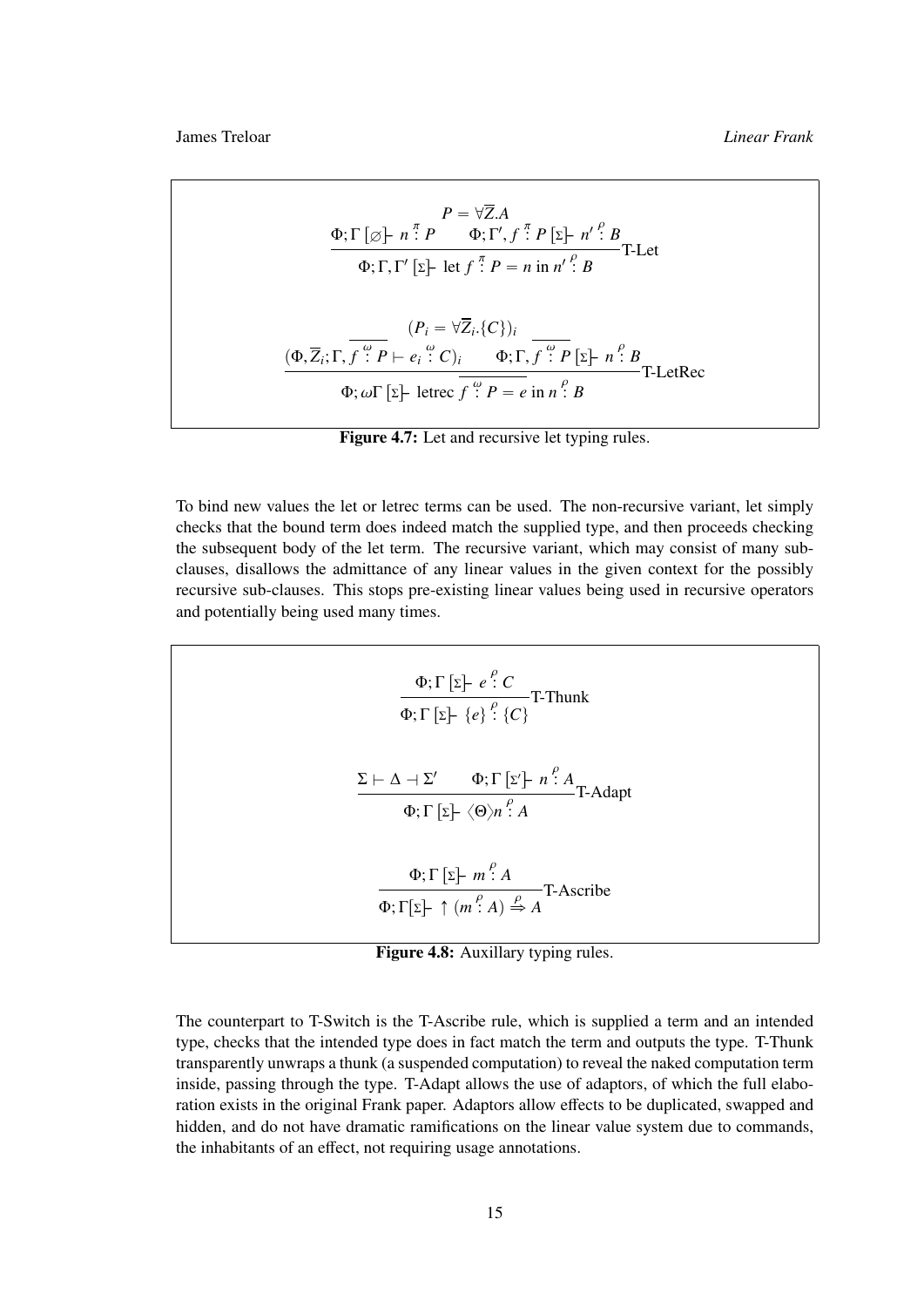$$\frac{P = \forall \overline{Z}.A \qquad \Phi;\Gamma\,[\varnothing]\!\!\vdash n \overset{\pi}{:} P \qquad \Phi;\Gamma', f \overset{\pi}{:} P\,[\Sigma]\!\!\vdash n' \overset{\rho}{:} B}{\Phi;\Gamma,\Gamma'\,[\Sigma]\!\!\vdash \text{let } f \overset{\pi}{:} P = n \text{ in } n' \overset{\rho}{:} B}\text{T-Let}$$

$$\frac{(P_i = \forall \overline{Z}_i.\{C\})_i \qquad (\Phi,\overline{Z}_i;\Gamma,\overline{f \overset{\omega}{:} P} \vdash e_i \overset{\omega}{:} C)_i \qquad \Phi;\Gamma,\overline{f \overset{\omega}{:} P}\,[\Sigma]\!\!\vdash n \overset{\rho}{:} B}{\Phi;\omega\Gamma\,[\Sigma]\!\!\vdash \text{letrec } \overline{f \overset{\omega}{:} P = e} \text{ in } n \overset{\rho}{:} B}\text{T-LetRec}$$

**Figure 4.7:** Let and recursive let typing rules.

To bind new values the let or letrec terms can be used. The non-recursive variant, let simply checks that the bound term does indeed match the supplied type, and then proceeds checking the subsequent body of the let term. The recursive variant, which may consist of many sub-clauses, disallows the admittance of any linear values in the given context for the possibly recursive sub-clauses. This stops pre-existing linear values being used in recursive operators and potentially being used many times.

$$\frac{\Phi;\Gamma\,[\Sigma]\!\!\vdash e \overset{\rho}{:} C}{\Phi;\Gamma\,[\Sigma]\!\!\vdash \{e\} \overset{\rho}{:} \{C\}}\text{T-Thunk}$$

$$\frac{\Sigma \vdash \Delta \dashv \Sigma' \qquad \Phi;\Gamma\,[\Sigma']\!\!\vdash n \overset{\rho}{:} A}{\Phi;\Gamma\,[\Sigma]\!\!\vdash \langle\Theta\rangle n \overset{\rho}{:} A}\text{T-Adapt}$$

$$\frac{\Phi;\Gamma\,[\Sigma]\!\!\vdash m \overset{\rho}{:} A}{\Phi;\Gamma[\Sigma]\!\!\vdash\, \uparrow(m \overset{\rho}{:} A) \overset{\rho}{\Rightarrow} A}\text{T-Ascribe}$$

**Figure 4.8:** Auxillary typing rules.

The counterpart to T-Switch is the T-Ascribe rule, which is supplied a term and an intended type, checks that the intended type does in fact match the term and outputs the type. T-Thunk transparently unwraps a thunk (a suspended computation) to reveal the naked computation term inside, passing through the type. T-Adapt allows the use of adaptors, of which the full elaboration exists in the original Frank paper. Adaptors allow effects to be duplicated, swapped and hidden, and do not have dramatic ramifications on the linear value system due to commands, the inhabitants of an effect, not requiring usage annotations.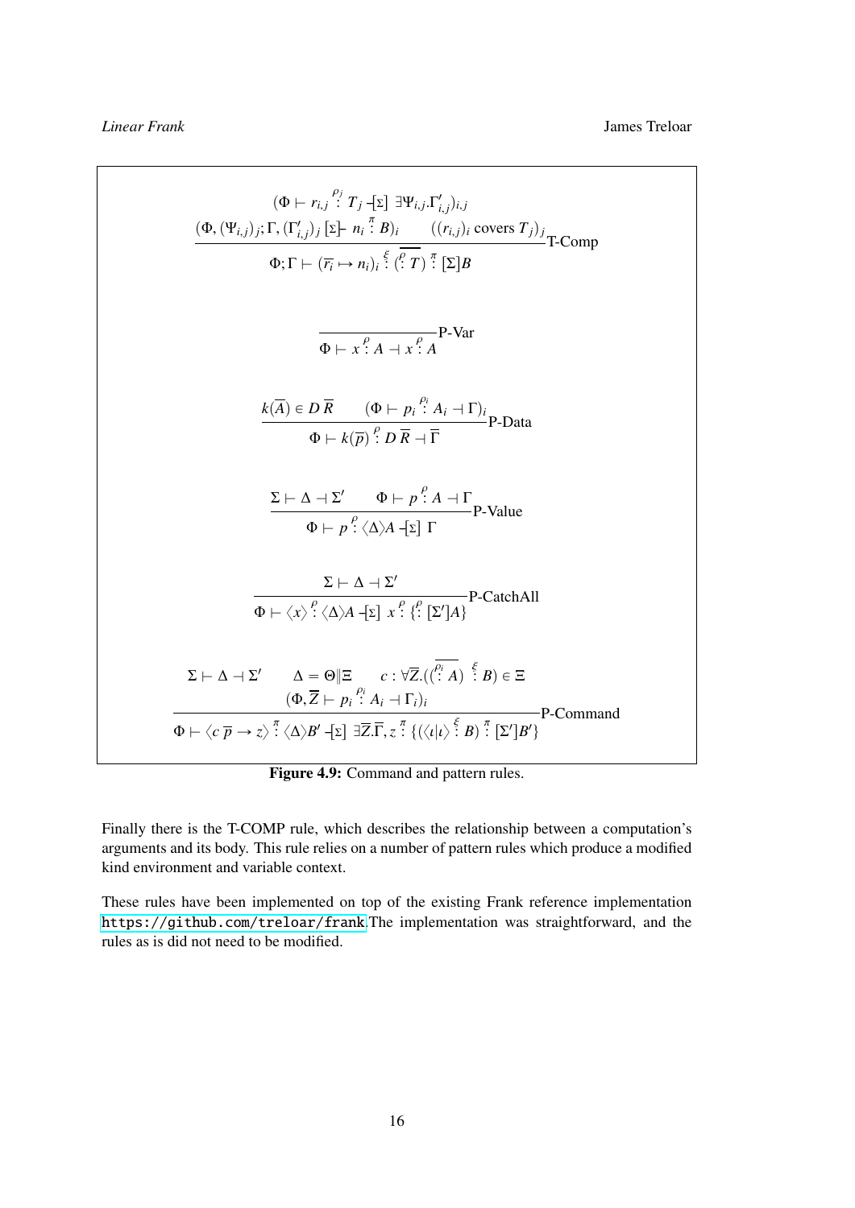$$\frac{(\Phi \vdash r_{i,j} \overset{\rho_j}{:} T_j \dashv\![\Sigma]\ \exists \Psi_{i,j}.\Gamma'_{i,j})_{i,j} \qquad (\Phi, (\Psi_{i,j})_j; \Gamma, (\Gamma'_{i,j})_j\ [\Sigma]\!\vdash n_i \overset{\pi}{:} B)_i \qquad ((r_{i,j})_i \text{ covers } T_j)_j}{\Phi; \Gamma \vdash (\overline{r_i} \mapsto n_i)_i \overset{\xi}{:} (\overline{\overset{\rho}{:} T}) \overset{\pi}{:} [\Sigma]B}\text{T-Comp}$$

$$\frac{}{\Phi \vdash x \overset{\rho}{:} A \dashv x \overset{\rho}{:} A}\text{P-Var}$$

$$\frac{k(\overline{A}) \in D\,\overline{R} \qquad (\Phi \vdash p_i \overset{\rho_i}{:} A_i \dashv \Gamma)_i}{\Phi \vdash k(\overline{p}) \overset{\rho}{:} D\,\overline{R} \dashv \overline{\Gamma}}\text{P-Data}$$

$$\frac{\Sigma \vdash \Delta \dashv \Sigma' \qquad \Phi \vdash p \overset{\rho}{:} A \dashv \Gamma}{\Phi \vdash p \overset{\rho}{:} \langle \Delta \rangle A \dashv\![\Sigma]\ \Gamma}\text{P-Value}$$

$$\frac{\Sigma \vdash \Delta \dashv \Sigma'}{\Phi \vdash \langle x \rangle \overset{\rho}{:} \langle \Delta \rangle A \dashv\![\Sigma]\ x \overset{\rho}{:} \{\overset{\rho}{:} [\Sigma']A\}}\text{P-CatchAll}$$

$$\frac{\Sigma \vdash \Delta \dashv \Sigma' \qquad \Delta = \Theta \| \Xi \qquad c : \forall \overline{Z}.((\overline{\overset{\rho_i}{:} A}) \overset{\xi}{:} B) \in \Xi \qquad (\Phi, \overline{Z} \vdash p_i \overset{\rho_i}{:} A_i \dashv \Gamma_i)_i}{\Phi \vdash \langle c\ \overline{p} \to z \rangle \overset{\pi}{:} \langle \Delta \rangle B' \dashv\![\Sigma]\ \exists \overline{Z}.\overline{\Gamma}, z \overset{\pi}{:} \{(\langle \iota | \iota \rangle \overset{\xi}{:} B) \overset{\pi}{:} [\Sigma']B'\}}\text{P-Command}$$

**Figure 4.9:** Command and pattern rules.

Finally there is the T-COMP rule, which describes the relationship between a computation's arguments and its body. This rule relies on a number of pattern rules which produce a modified kind environment and variable context.

These rules have been implemented on top of the existing Frank reference implementation https://github.com/treloar/frank The implementation was straightforward, and the rules as is did not need to be modified.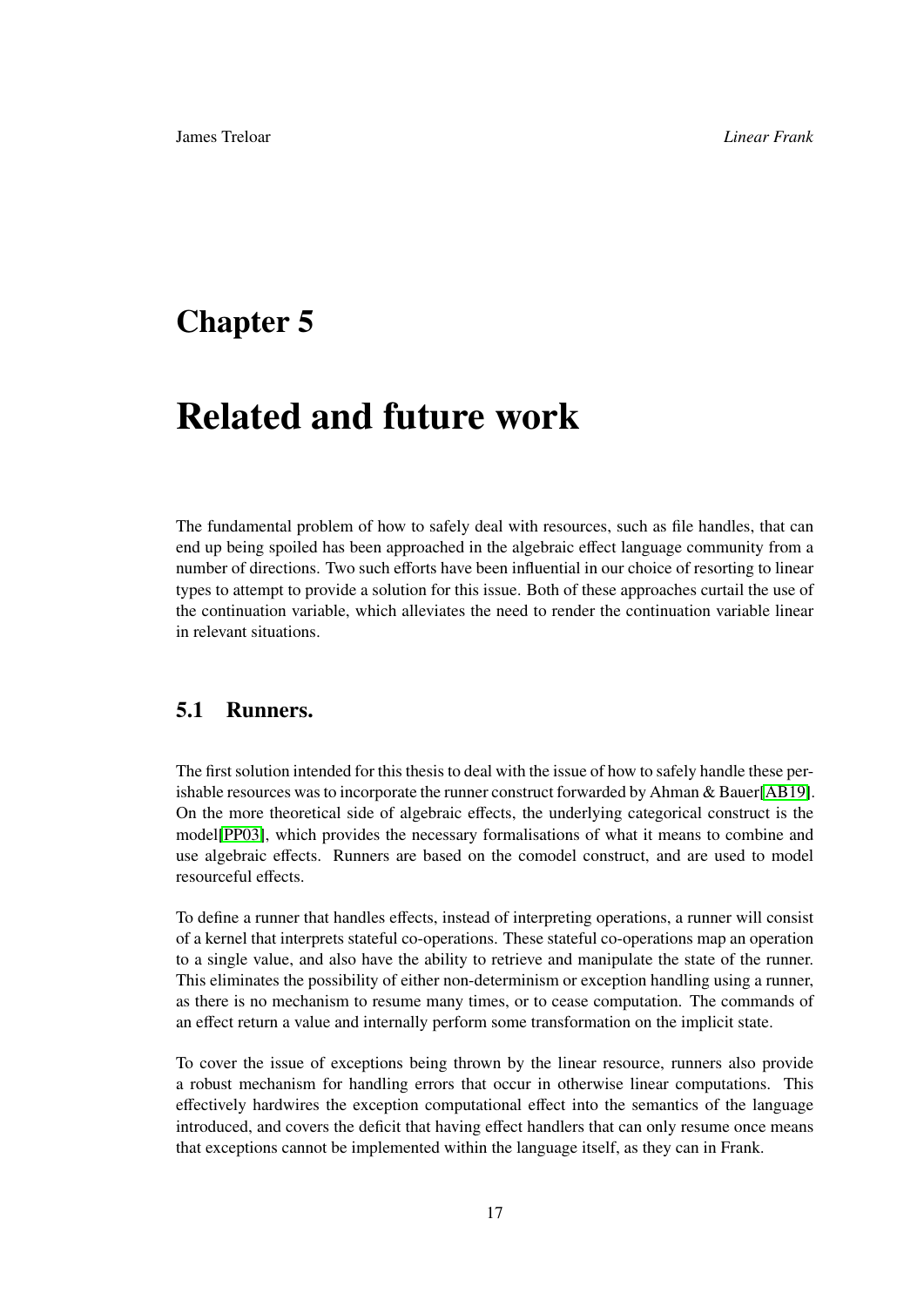# Chapter 5

# Related and future work

The fundamental problem of how to safely deal with resources, such as file handles, that can end up being spoiled has been approached in the algebraic effect language community from a number of directions. Two such efforts have been influential in our choice of resorting to linear types to attempt to provide a solution for this issue. Both of these approaches curtail the use of the continuation variable, which alleviates the need to render the continuation variable linear in relevant situations.

## 5.1 Runners.

The first solution intended for this thesis to deal with the issue of how to safely handle these perishable resources was to incorporate the runner construct forwarded by Ahman & Bauer[AB19]. On the more theoretical side of algebraic effects, the underlying categorical construct is the model[PP03], which provides the necessary formalisations of what it means to combine and use algebraic effects. Runners are based on the comodel construct, and are used to model resourceful effects.

To define a runner that handles effects, instead of interpreting operations, a runner will consist of a kernel that interprets stateful co-operations. These stateful co-operations map an operation to a single value, and also have the ability to retrieve and manipulate the state of the runner. This eliminates the possibility of either non-determinism or exception handling using a runner, as there is no mechanism to resume many times, or to cease computation. The commands of an effect return a value and internally perform some transformation on the implicit state.

To cover the issue of exceptions being thrown by the linear resource, runners also provide a robust mechanism for handling errors that occur in otherwise linear computations. This effectively hardwires the exception computational effect into the semantics of the language introduced, and covers the deficit that having effect handlers that can only resume once means that exceptions cannot be implemented within the language itself, as they can in Frank.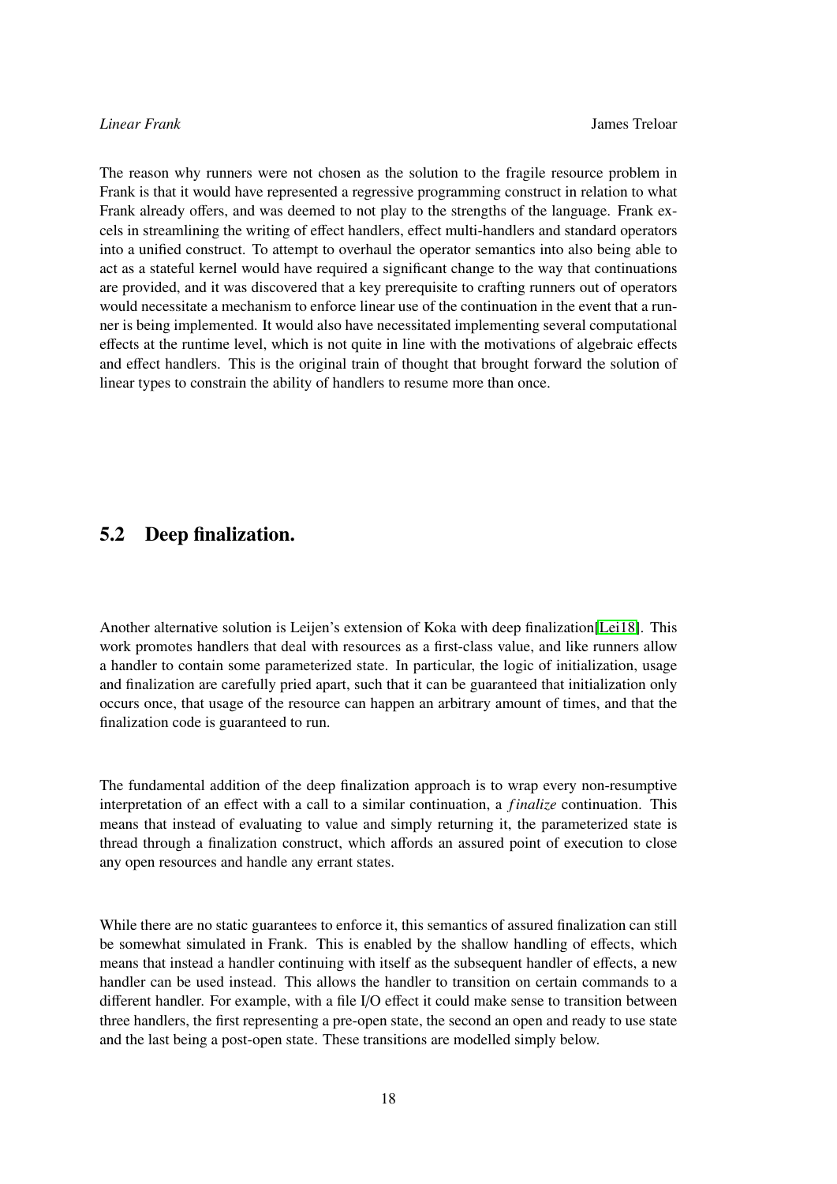The reason why runners were not chosen as the solution to the fragile resource problem in Frank is that it would have represented a regressive programming construct in relation to what Frank already offers, and was deemed to not play to the strengths of the language. Frank excels in streamlining the writing of effect handlers, effect multi-handlers and standard operators into a unified construct. To attempt to overhaul the operator semantics into also being able to act as a stateful kernel would have required a significant change to the way that continuations are provided, and it was discovered that a key prerequisite to crafting runners out of operators would necessitate a mechanism to enforce linear use of the continuation in the event that a runner is being implemented. It would also have necessitated implementing several computational effects at the runtime level, which is not quite in line with the motivations of algebraic effects and effect handlers. This is the original train of thought that brought forward the solution of linear types to constrain the ability of handlers to resume more than once.

## 5.2 Deep finalization.

Another alternative solution is Leijen's extension of Koka with deep finalization[Lei18]. This work promotes handlers that deal with resources as a first-class value, and like runners allow a handler to contain some parameterized state. In particular, the logic of initialization, usage and finalization are carefully pried apart, such that it can be guaranteed that initialization only occurs once, that usage of the resource can happen an arbitrary amount of times, and that the finalization code is guaranteed to run.

The fundamental addition of the deep finalization approach is to wrap every non-resumptive interpretation of an effect with a call to a similar continuation, a *finalize* continuation. This means that instead of evaluating to value and simply returning it, the parameterized state is thread through a finalization construct, which affords an assured point of execution to close any open resources and handle any errant states.

While there are no static guarantees to enforce it, this semantics of assured finalization can still be somewhat simulated in Frank. This is enabled by the shallow handling of effects, which means that instead a handler continuing with itself as the subsequent handler of effects, a new handler can be used instead. This allows the handler to transition on certain commands to a different handler. For example, with a file I/O effect it could make sense to transition between three handlers, the first representing a pre-open state, the second an open and ready to use state and the last being a post-open state. These transitions are modelled simply below.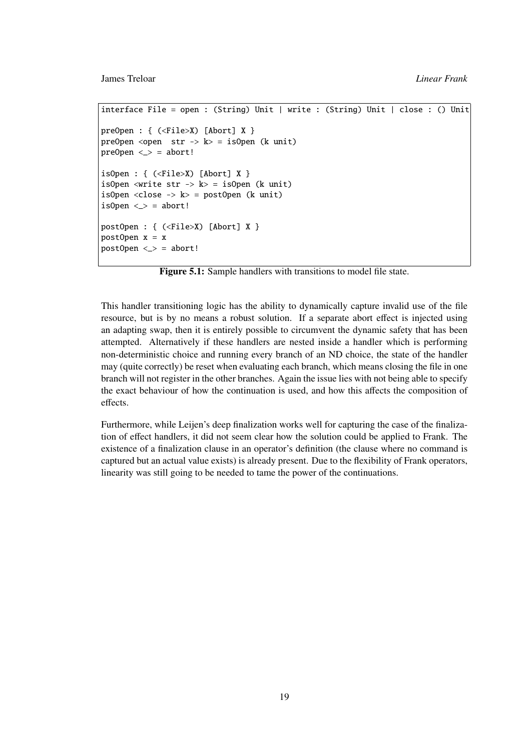```
interface File = open : (String) Unit | write : (String) Unit | close : () Unit

preOpen : { (<File>X) [Abort] X }
preOpen <open  str -> k> = isOpen (k unit)
preOpen <_> = abort!

isOpen : { (<File>X) [Abort] X }
isOpen <write str -> k> = isOpen (k unit)
isOpen <close -> k> = postOpen (k unit)
isOpen <_> = abort!

postOpen : { (<File>X) [Abort] X }
postOpen x = x
postOpen <_> = abort!
```

**Figure 5.1:** Sample handlers with transitions to model file state.

This handler transitioning logic has the ability to dynamically capture invalid use of the file resource, but is by no means a robust solution. If a separate abort effect is injected using an adapting swap, then it is entirely possible to circumvent the dynamic safety that has been attempted. Alternatively if these handlers are nested inside a handler which is performing non-deterministic choice and running every branch of an ND choice, the state of the handler may (quite correctly) be reset when evaluating each branch, which means closing the file in one branch will not register in the other branches. Again the issue lies with not being able to specify the exact behaviour of how the continuation is used, and how this affects the composition of effects.

Furthermore, while Leijen's deep finalization works well for capturing the case of the finalization of effect handlers, it did not seem clear how the solution could be applied to Frank. The existence of a finalization clause in an operator's definition (the clause where no command is captured but an actual value exists) is already present. Due to the flexibility of Frank operators, linearity was still going to be needed to tame the power of the continuations.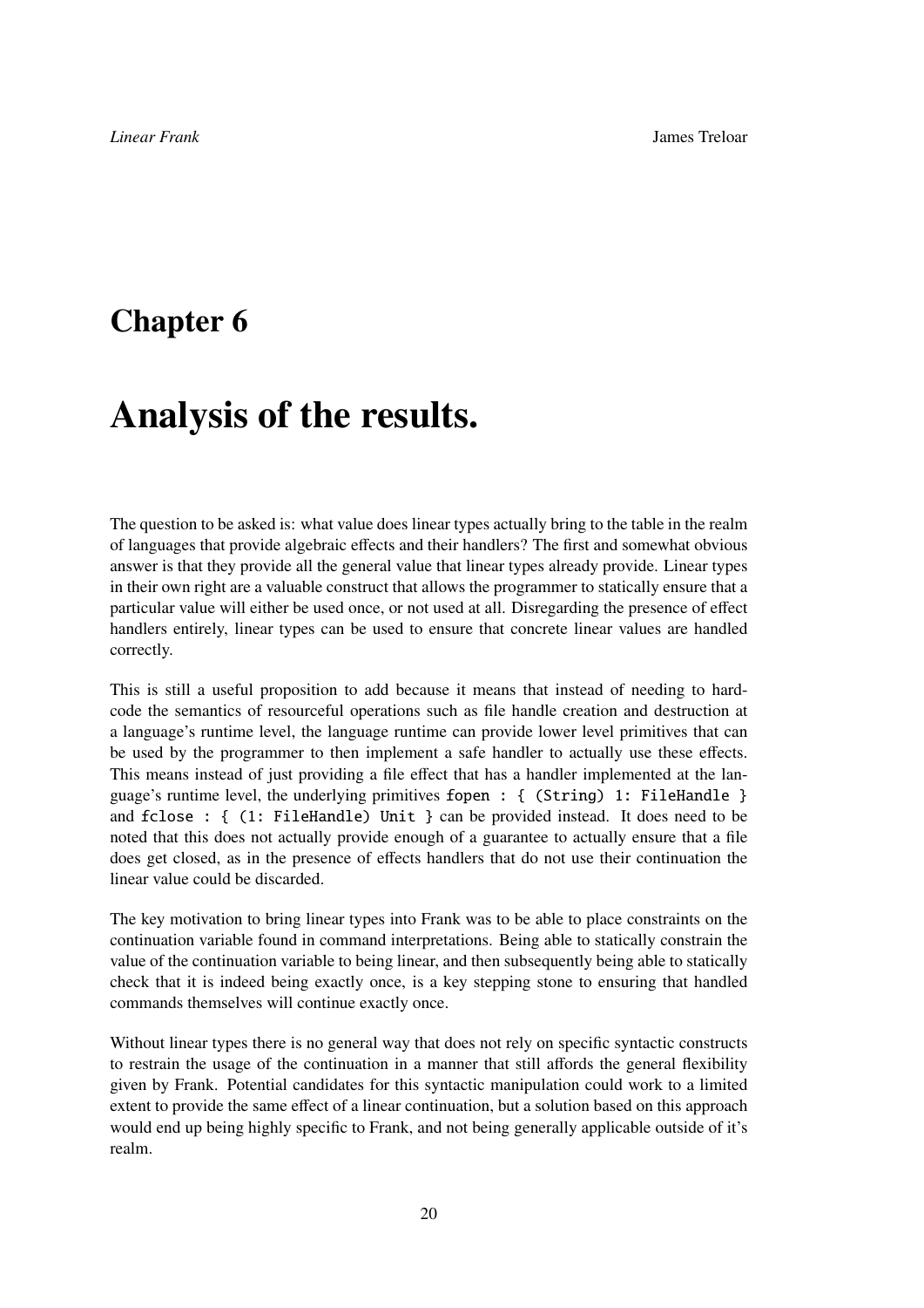# Chapter 6

# Analysis of the results.

The question to be asked is: what value does linear types actually bring to the table in the realm of languages that provide algebraic effects and their handlers? The first and somewhat obvious answer is that they provide all the general value that linear types already provide. Linear types in their own right are a valuable construct that allows the programmer to statically ensure that a particular value will either be used once, or not used at all. Disregarding the presence of effect handlers entirely, linear types can be used to ensure that concrete linear values are handled correctly.

This is still a useful proposition to add because it means that instead of needing to hard-code the semantics of resourceful operations such as file handle creation and destruction at a language's runtime level, the language runtime can provide lower level primitives that can be used by the programmer to then implement a safe handler to actually use these effects. This means instead of just providing a file effect that has a handler implemented at the language's runtime level, the underlying primitives `fopen : { (String) 1: FileHandle }` and `fclose : { (1: FileHandle) Unit }` can be provided instead. It does need to be noted that this does not actually provide enough of a guarantee to actually ensure that a file does get closed, as in the presence of effects handlers that do not use their continuation the linear value could be discarded.

The key motivation to bring linear types into Frank was to be able to place constraints on the continuation variable found in command interpretations. Being able to statically constrain the value of the continuation variable to being linear, and then subsequently being able to statically check that it is indeed being exactly once, is a key stepping stone to ensuring that handled commands themselves will continue exactly once.

Without linear types there is no general way that does not rely on specific syntactic constructs to restrain the usage of the continuation in a manner that still affords the general flexibility given by Frank. Potential candidates for this syntactic manipulation could work to a limited extent to provide the same effect of a linear continuation, but a solution based on this approach would end up being highly specific to Frank, and not being generally applicable outside of it's realm.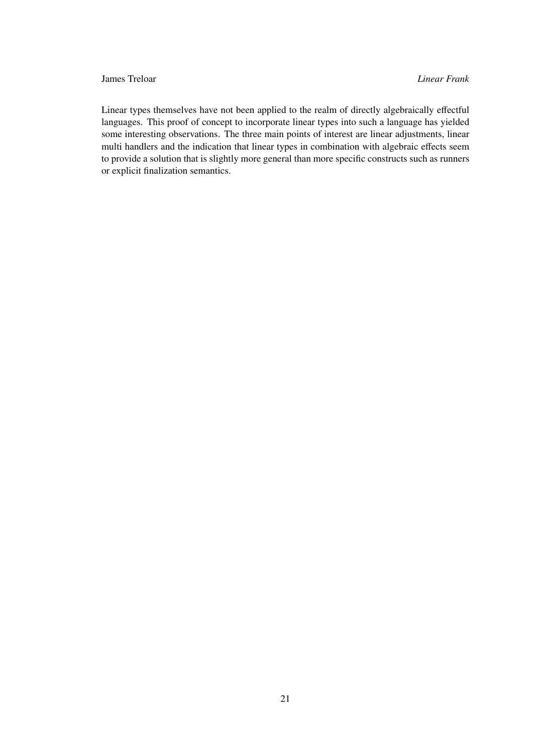Linear types themselves have not been applied to the realm of directly algebraically effectful languages. This proof of concept to incorporate linear types into such a language has yielded some interesting observations. The three main points of interest are linear adjustments, linear multi handlers and the indication that linear types in combination with algebraic effects seem to provide a solution that is slightly more general than more specific constructs such as runners or explicit finalization semantics.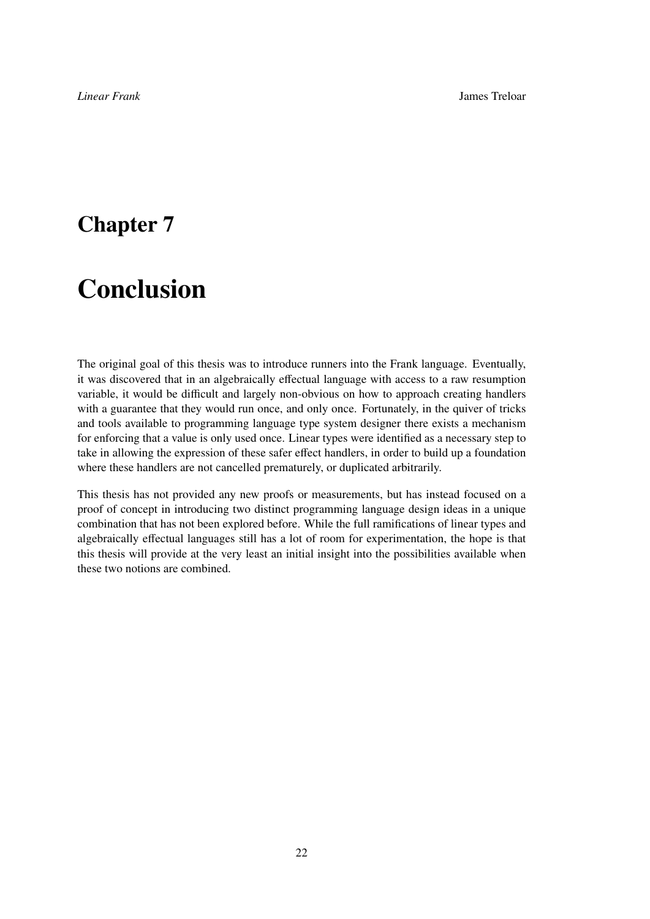# Chapter 7

# Conclusion

The original goal of this thesis was to introduce runners into the Frank language. Eventually, it was discovered that in an algebraically effectual language with access to a raw resumption variable, it would be difficult and largely non-obvious on how to approach creating handlers with a guarantee that they would run once, and only once. Fortunately, in the quiver of tricks and tools available to programming language type system designer there exists a mechanism for enforcing that a value is only used once. Linear types were identified as a necessary step to take in allowing the expression of these safer effect handlers, in order to build up a foundation where these handlers are not cancelled prematurely, or duplicated arbitrarily.

This thesis has not provided any new proofs or measurements, but has instead focused on a proof of concept in introducing two distinct programming language design ideas in a unique combination that has not been explored before. While the full ramifications of linear types and algebraically effectual languages still has a lot of room for experimentation, the hope is that this thesis will provide at the very least an initial insight into the possibilities available when these two notions are combined.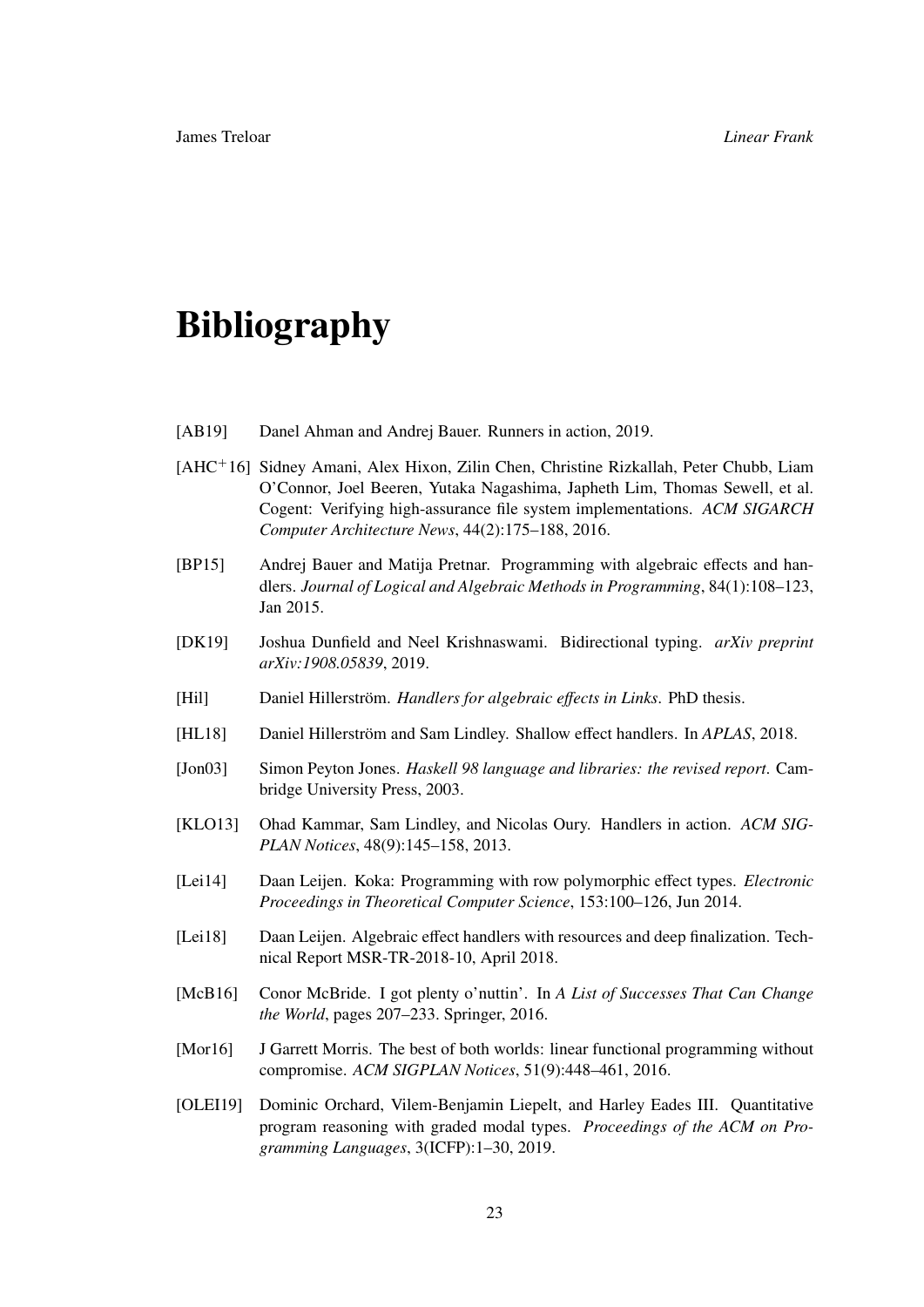# Bibliography

[AB19] Danel Ahman and Andrej Bauer. Runners in action, 2019.

[AHC+16] Sidney Amani, Alex Hixon, Zilin Chen, Christine Rizkallah, Peter Chubb, Liam O'Connor, Joel Beeren, Yutaka Nagashima, Japheth Lim, Thomas Sewell, et al. Cogent: Verifying high-assurance file system implementations. *ACM SIGARCH Computer Architecture News*, 44(2):175–188, 2016.

[BP15] Andrej Bauer and Matija Pretnar. Programming with algebraic effects and handlers. *Journal of Logical and Algebraic Methods in Programming*, 84(1):108–123, Jan 2015.

[DK19] Joshua Dunfield and Neel Krishnaswami. Bidirectional typing. *arXiv preprint arXiv:1908.05839*, 2019.

[Hil] Daniel Hillerström. *Handlers for algebraic effects in Links*. PhD thesis.

[HL18] Daniel Hillerström and Sam Lindley. Shallow effect handlers. In *APLAS*, 2018.

[Jon03] Simon Peyton Jones. *Haskell 98 language and libraries: the revised report*. Cambridge University Press, 2003.

[KLO13] Ohad Kammar, Sam Lindley, and Nicolas Oury. Handlers in action. *ACM SIGPLAN Notices*, 48(9):145–158, 2013.

[Lei14] Daan Leijen. Koka: Programming with row polymorphic effect types. *Electronic Proceedings in Theoretical Computer Science*, 153:100–126, Jun 2014.

[Lei18] Daan Leijen. Algebraic effect handlers with resources and deep finalization. Technical Report MSR-TR-2018-10, April 2018.

[McB16] Conor McBride. I got plenty o'nuttin'. In *A List of Successes That Can Change the World*, pages 207–233. Springer, 2016.

[Mor16] J Garrett Morris. The best of both worlds: linear functional programming without compromise. *ACM SIGPLAN Notices*, 51(9):448–461, 2016.

[OLEI19] Dominic Orchard, Vilem-Benjamin Liepelt, and Harley Eades III. Quantitative program reasoning with graded modal types. *Proceedings of the ACM on Programming Languages*, 3(ICFP):1–30, 2019.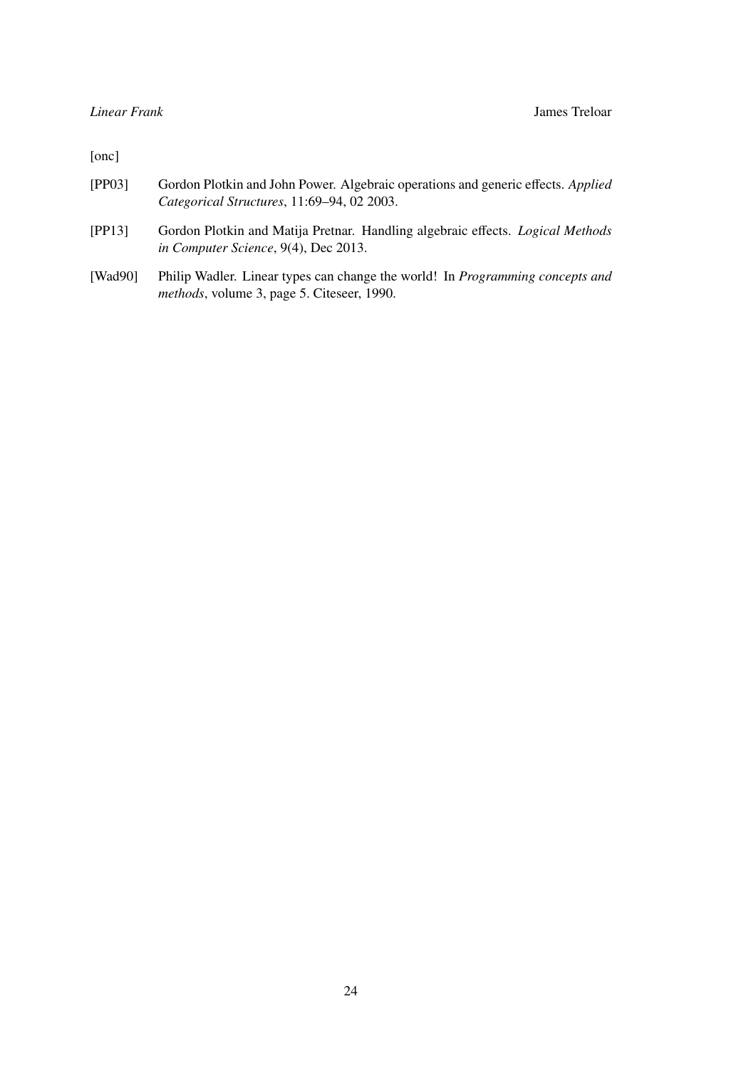[onc]

[PP03] Gordon Plotkin and John Power. Algebraic operations and generic effects. *Applied Categorical Structures*, 11:69–94, 02 2003.

[PP13] Gordon Plotkin and Matija Pretnar. Handling algebraic effects. *Logical Methods in Computer Science*, 9(4), Dec 2013.

[Wad90] Philip Wadler. Linear types can change the world! In *Programming concepts and methods*, volume 3, page 5. Citeseer, 1990.